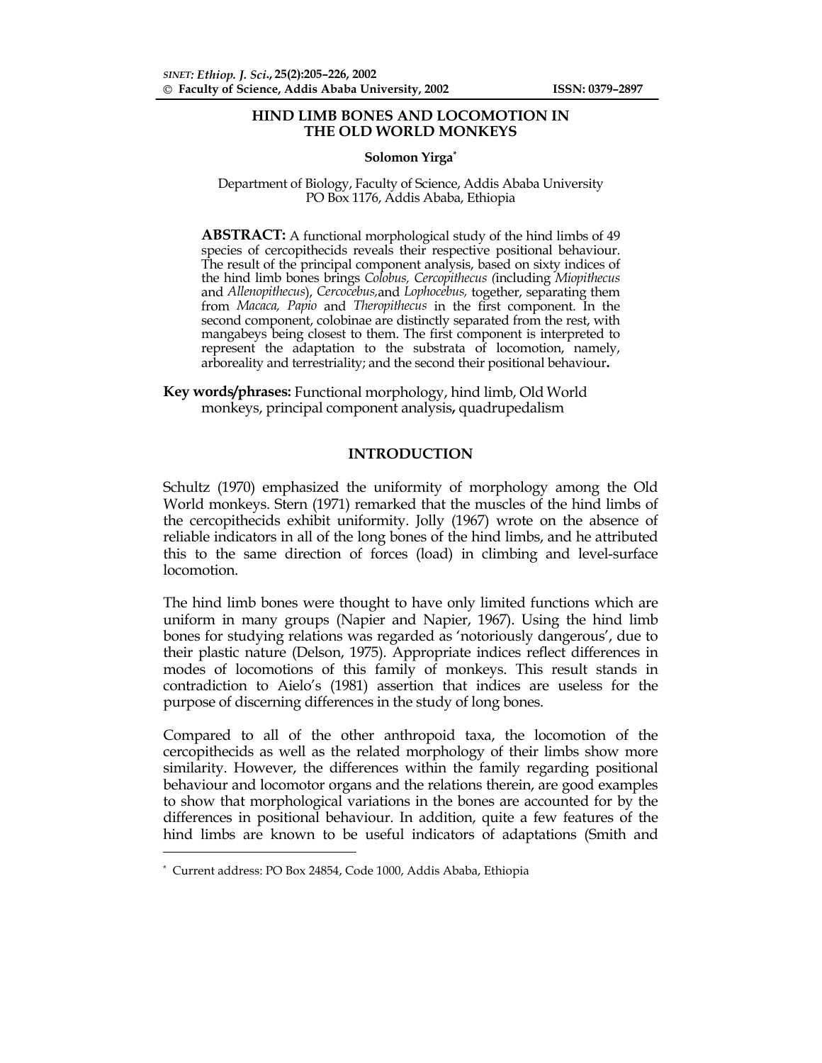# HIND LIMB BONES AND LOCOMOTION IN THE OLD WORLD MONKEYS

**Solomon Yirga***

Department of Biology, Faculty of Science, Addis Ababa University
PO Box 1176, Addis Ababa, Ethiopia

**ABSTRACT:** A functional morphological study of the hind limbs of 49 species of cercopithecids reveals their respective positional behaviour. The result of the principal component analysis, based on sixty indices of the hind limb bones brings *Colobus, Cercopithecus (*including *Miopithecus* and *Allenopithecus*), *Cercocebus,*and *Lophocebus,* together, separating them from *Macaca, Papio* and *Theropithecus* in the first component. In the second component, colobinae are distinctly separated from the rest, with mangabeys being closest to them. The first component is interpreted to represent the adaptation to the substrata of locomotion, namely, arboreality and terrestriality; and the second their positional behaviour**.**

**Key words/phrases:** Functional morphology, hind limb, Old World monkeys, principal component analysis**,** quadrupedalism

## INTRODUCTION

Schultz (1970) emphasized the uniformity of morphology among the Old World monkeys. Stern (1971) remarked that the muscles of the hind limbs of the cercopithecids exhibit uniformity. Jolly (1967) wrote on the absence of reliable indicators in all of the long bones of the hind limbs, and he attributed this to the same direction of forces (load) in climbing and level-surface locomotion.

The hind limb bones were thought to have only limited functions which are uniform in many groups (Napier and Napier, 1967). Using the hind limb bones for studying relations was regarded as 'notoriously dangerous', due to their plastic nature (Delson, 1975). Appropriate indices reflect differences in modes of locomotions of this family of monkeys. This result stands in contradiction to Aielo's (1981) assertion that indices are useless for the purpose of discerning differences in the study of long bones.

Compared to all of the other anthropoid taxa, the locomotion of the cercopithecids as well as the related morphology of their limbs show more similarity. However, the differences within the family regarding positional behaviour and locomotor organs and the relations therein, are good examples to show that morphological variations in the bones are accounted for by the differences in positional behaviour. In addition, quite a few features of the hind limbs are known to be useful indicators of adaptations (Smith and

---

\* Current address: PO Box 24854, Code 1000, Addis Ababa, Ethiopia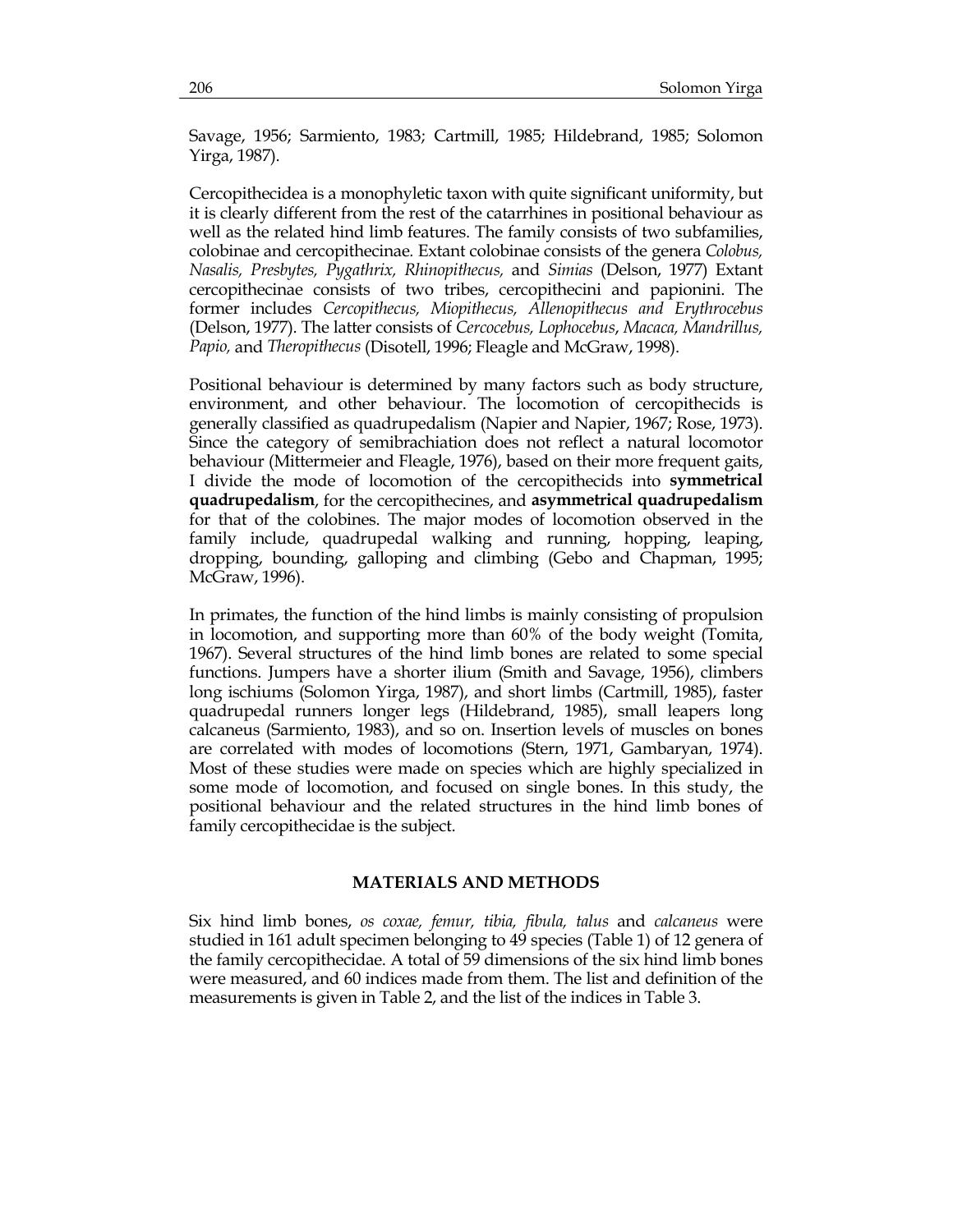Savage, 1956; Sarmiento, 1983; Cartmill, 1985; Hildebrand, 1985; Solomon Yirga, 1987).

Cercopithecidea is a monophyletic taxon with quite significant uniformity, but it is clearly different from the rest of the catarrhines in positional behaviour as well as the related hind limb features. The family consists of two subfamilies, colobinae and cercopithecinae. Extant colobinae consists of the genera *Colobus, Nasalis, Presbytes, Pygathrix, Rhinopithecus,* and *Simias* (Delson, 1977) Extant cercopithecinae consists of two tribes, cercopithecini and papionini. The former includes *Cercopithecus, Miopithecus, Allenopithecus and Erythrocebus* (Delson, 1977). The latter consists of *Cercocebus, Lophocebus*, *Macaca, Mandrillus, Papio,* and *Theropithecus* (Disotell, 1996; Fleagle and McGraw, 1998).

Positional behaviour is determined by many factors such as body structure, environment, and other behaviour. The locomotion of cercopithecids is generally classified as quadrupedalism (Napier and Napier, 1967; Rose, 1973). Since the category of semibrachiation does not reflect a natural locomotor behaviour (Mittermeier and Fleagle, 1976), based on their more frequent gaits, I divide the mode of locomotion of the cercopithecids into **symmetrical quadrupedalism**, for the cercopithecines, and **asymmetrical quadrupedalism** for that of the colobines. The major modes of locomotion observed in the family include, quadrupedal walking and running, hopping, leaping, dropping, bounding, galloping and climbing (Gebo and Chapman, 1995; McGraw, 1996).

In primates, the function of the hind limbs is mainly consisting of propulsion in locomotion, and supporting more than 60% of the body weight (Tomita, 1967). Several structures of the hind limb bones are related to some special functions. Jumpers have a shorter ilium (Smith and Savage, 1956), climbers long ischiums (Solomon Yirga, 1987), and short limbs (Cartmill, 1985), faster quadrupedal runners longer legs (Hildebrand, 1985), small leapers long calcaneus (Sarmiento, 1983), and so on. Insertion levels of muscles on bones are correlated with modes of locomotions (Stern, 1971, Gambaryan, 1974). Most of these studies were made on species which are highly specialized in some mode of locomotion, and focused on single bones. In this study, the positional behaviour and the related structures in the hind limb bones of family cercopithecidae is the subject.

## MATERIALS AND METHODS

Six hind limb bones, *os coxae, femur, tibia, fibula, talus* and *calcaneus* were studied in 161 adult specimen belonging to 49 species (Table 1) of 12 genera of the family cercopithecidae. A total of 59 dimensions of the six hind limb bones were measured, and 60 indices made from them. The list and definition of the measurements is given in Table 2, and the list of the indices in Table 3.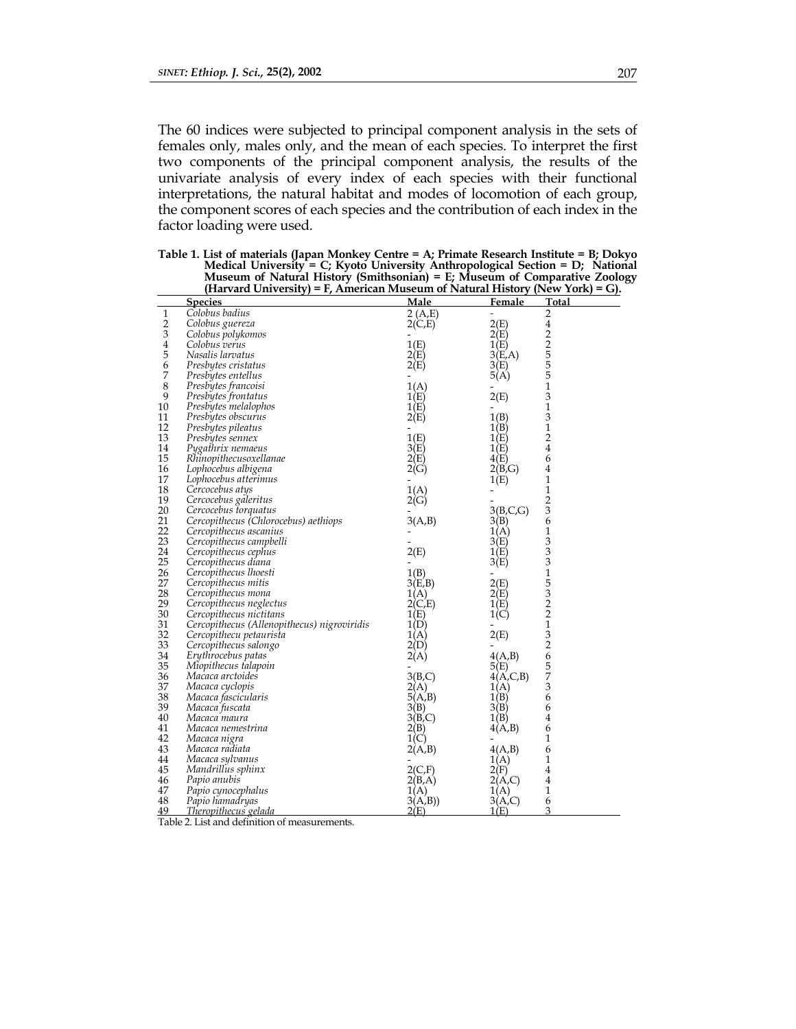The 60 indices were subjected to principal component analysis in the sets of females only, males only, and the mean of each species. To interpret the first two components of the principal component analysis, the results of the univariate analysis of every index of each species with their functional interpretations, the natural habitat and modes of locomotion of each group, the component scores of each species and the contribution of each index in the factor loading were used.

**Table 1. List of materials (Japan Monkey Centre = A; Primate Research Institute = B; Dokyo Medical University = C; Kyoto University Anthropological Section = D; National Museum of Natural History (Smithsonian) = E; Museum of Comparative Zoology (Harvard University) = F, American Museum of Natural History (New York) = G).**

| | Species | Male | Female | Total |
|---|---|---|---|---|
| 1 | *Colobus badius* | 2 (A,E) | - | 2 |
| 2 | *Colobus guereza* | 2(C,E) | 2(E) | 4 |
| 3 | *Colobus polykomos* | - | 2(E) | 2 |
| 4 | *Colobus verus* | 1(E) | 1(E) | 2 |
| 5 | *Nasalis larvatus* | 2(E) | 3(E,A) | 5 |
| 6 | *Presbytes cristatus* | 2(E) | 3(E) | 5 |
| 7 | *Presbytes entellus* | - | 5(A) | 5 |
| 8 | *Presbytes francoisi* | 1(A) | - | 1 |
| 9 | *Presbytes frontatus* | 1(E) | 2(E) | 3 |
| 10 | *Presbytes melalophos* | 1(E) | - | 1 |
| 11 | *Presbytes obscurus* | 2(E) | 1(B) | 3 |
| 12 | *Presbytes pileatus* | - | 1(B) | 1 |
| 13 | *Presbytes sennex* | 1(E) | 1(E) | 2 |
| 14 | *Pygathrix nemaeus* | 3(E) | 1(E) | 4 |
| 15 | *Rhinopithecusoxellanae* | 2(E) | 4(E) | 6 |
| 16 | *Lophocebus albigena* | 2(G) | 2(B,G) | 4 |
| 17 | *Lophocebus atterimus* | - | 1(E) | 1 |
| 18 | *Cercocebus atys* | 1(A) | - | 1 |
| 19 | *Cercocebus galeritus* | 2(G) | - | 2 |
| 20 | *Cercocebus torquatus* | - | 3(B,C,G) | 3 |
| 21 | *Cercopithecus (Chlorocebus) aethiops* | 3(A,B) | 3(B) | 6 |
| 22 | *Cercopithecus ascanius* | - | 1(A) | 1 |
| 23 | *Cercopithecus campbelli* | - | 3(E) | 3 |
| 24 | *Cercopithecus cephus* | 2(E) | 1(E) | 3 |
| 25 | *Cercopithecus diana* | - | 3(E) | 3 |
| 26 | *Cercopithecus lhoesti* | 1(B) | - | 1 |
| 27 | *Cercopithecus mitis* | 3(E,B) | 2(E) | 5 |
| 28 | *Cercopithecus mona* | 1(A) | 2(E) | 3 |
| 29 | *Cercopithecus neglectus* | 2(C,E) | 1(E) | 2 |
| 30 | *Cercopithecus nictitans* | 1(E) | 1(C) | 2 |
| 31 | *Cercopithecus (Allenopithecus) nigroviridis* | 1(D) | - | 1 |
| 32 | *Cercopithecu petaurista* | 1(A) | 2(E) | 3 |
| 33 | *Cercopithecus salongo* | 2(D) | - | 2 |
| 34 | *Erythrocebus patas* | 2(A) | 4(A,B) | 6 |
| 35 | *Miopithecus talapoin* | - | 5(E) | 5 |
| 36 | *Macaca arctoides* | 3(B,C) | 4(A,C,B) | 7 |
| 37 | *Macaca cyclopis* | 2(A) | 1(A) | 3 |
| 38 | *Macaca fascicularis* | 5(A,B) | 1(B) | 6 |
| 39 | *Macaca fuscata* | 3(B) | 3(B) | 6 |
| 40 | *Macaca maura* | 3(B,C) | 1(B) | 4 |
| 41 | *Macaca nemestrina* | 2(B) | 4(A,B) | 6 |
| 42 | *Macaca nigra* | 1(C) | - | 1 |
| 43 | *Macaca radiata* | 2(A,B) | 4(A,B) | 6 |
| 44 | *Macaca sylvanus* | - | 1(A) | 1 |
| 45 | *Mandrillus sphinx* | 2(C,F) | 2(F) | 4 |
| 46 | *Papio anubis* | 2(B,A) | 2(A,C) | 4 |
| 47 | *Papio cynocephalus* | 1(A) | 1(A) | 1 |
| 48 | *Papio hamadryas* | 3(A,B)) | 3(A,C) | 6 |
| 49 | *Theropithecus gelada* | 2(E) | 1(E) | 3 |

Table 2. List and definition of measurements.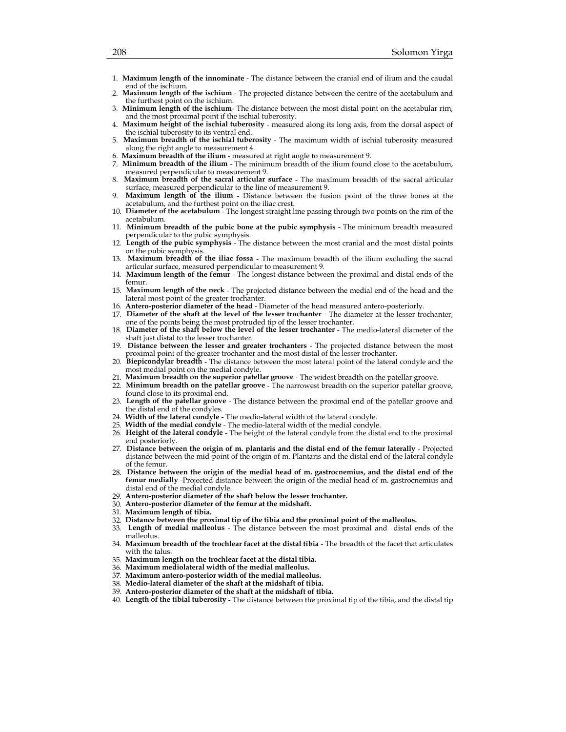1. **Maximum length of the innominate** - The distance between the cranial end of ilium and the caudal end of the ischium.
2. **Maximum length of the ischium** - The projected distance between the centre of the acetabulum and the furthest point on the ischium.
3. **Minimum length of the ischium**- The distance between the most distal point on the acetabular rim, and the most proximal point if the ischial tuberosity.
4. **Maximum height of the ischial tuberosity** - measured along its long axis, from the dorsal aspect of the ischial tuberosity to its ventral end.
5. **Maximum breadth of the ischial tuberosity** - The maximum width of ischial tuberosity measured along the right angle to measurement 4.
6. **Maximum breadth of the ilium** - measured at right angle to measurement 9.
7. **Minimum breadth of the ilium** - The minimum breadth of the ilium found close to the acetabulum, measured perpendicular to measurement 9.
8. **Maximum breadth of the sacral articular surface** - The maximum breadth of the sacral articular surface, measured perpendicular to the line of measurement 9.
9. **Maximum length of the ilium** - Distance between the fusion point of the three bones at the acetabulum, and the furthest point on the iliac crest.
10. **Diameter of the acetabulum** - The longest straight line passing through two points on the rim of the acetabulum.
11. **Minimum breadth of the pubic bone at the pubic symphysis** - The minimum breadth measured perpendicular to the pubic symphysis.
12. **Length of the pubic symphysis** - The distance between the most cranial and the most distal points on the pubic symphysis.
13. **Maximum breadth of the iliac fossa** - The maximum breadth of the ilium excluding the sacral articular surface, measured perpendicular to measurement 9.
14. **Maximum length of the femur** - The longest distance between the proximal and distal ends of the femur.
15. **Maximum length of the neck** - The projected distance between the medial end of the head and the lateral most point of the greater trochanter.
16. **Antero-posterior diameter of the head** - Diameter of the head measured antero-posteriorly.
17. **Diameter of the shaft at the level of the lesser trochanter** - The diameter at the lesser trochanter, one of the points being the most protruded tip of the lesser trochanter.
18. **Diameter of the shaft below the level of the lesser trochanter** - The medio-lateral diameter of the shaft just distal to the lesser trochanter.
19. **Distance between the lesser and greater trochanters** - The projected distance between the most proximal point of the greater trochanter and the most distal of the lesser trochanter.
20. **Biepicondylar breadth** - The distance between the most lateral point of the lateral condyle and the most medial point on the medial condyle.
21. **Maximum breadth on the superior patellar groove** - The widest breadth on the patellar groove.
22. **Minimum breadth on the patellar groove** - The narrowest breadth on the superior patellar groove, found close to its proximal end.
23. **Length of the patellar groove** - The distance between the proximal end of the patellar groove and the distal end of the condyles.
24. **Width of the lateral condyle** - The medio-lateral width of the lateral condyle.
25. **Width of the medial condyle** - The medio-lateral width of the medial condyle.
26. **Height of the lateral condyle** - The height of the lateral condyle from the distal end to the proximal end posteriorly.
27. **Distance between the origin of m. plantaris and the distal end of the femur laterally** - Projected distance between the mid-point of the origin of m. Plantaris and the distal end of the lateral condyle of the femur.
28. **Distance between the origin of the medial head of m. gastrocnemius, and the distal end of the femur medially** -Projected distance between the origin of the medial head of m. gastrocnemius and distal end of the medial condyle.
29. **Antero-posterior diameter of the shaft below the lesser trochanter.**
30. **Antero-posterior diameter of the femur at the midshaft.**
31. **Maximum length of tibia.**
32. **Distance between the proximal tip of the tibia and the proximal point of the malleolus.**
33. **Length of medial malleolus** - The distance between the most proximal and distal ends of the malleolus.
34. **Maximum breadth of the trochlear facet at the distal tibia** - The breadth of the facet that articulates with the talus.
35. **Maximum length on the trochlear facet at the distal tibia.**
36. **Maximum mediolateral width of the medial malleolus.**
37. **Maximum antero-posterior width of the medial malleolus.**
38. **Medio-lateral diameter of the shaft at the midshaft of tibia.**
39. **Antero-posterior diameter of the shaft at the midshaft of tibia.**
40. **Length of the tibial tuberosity** - The distance between the proximal tip of the tibia, and the distal tip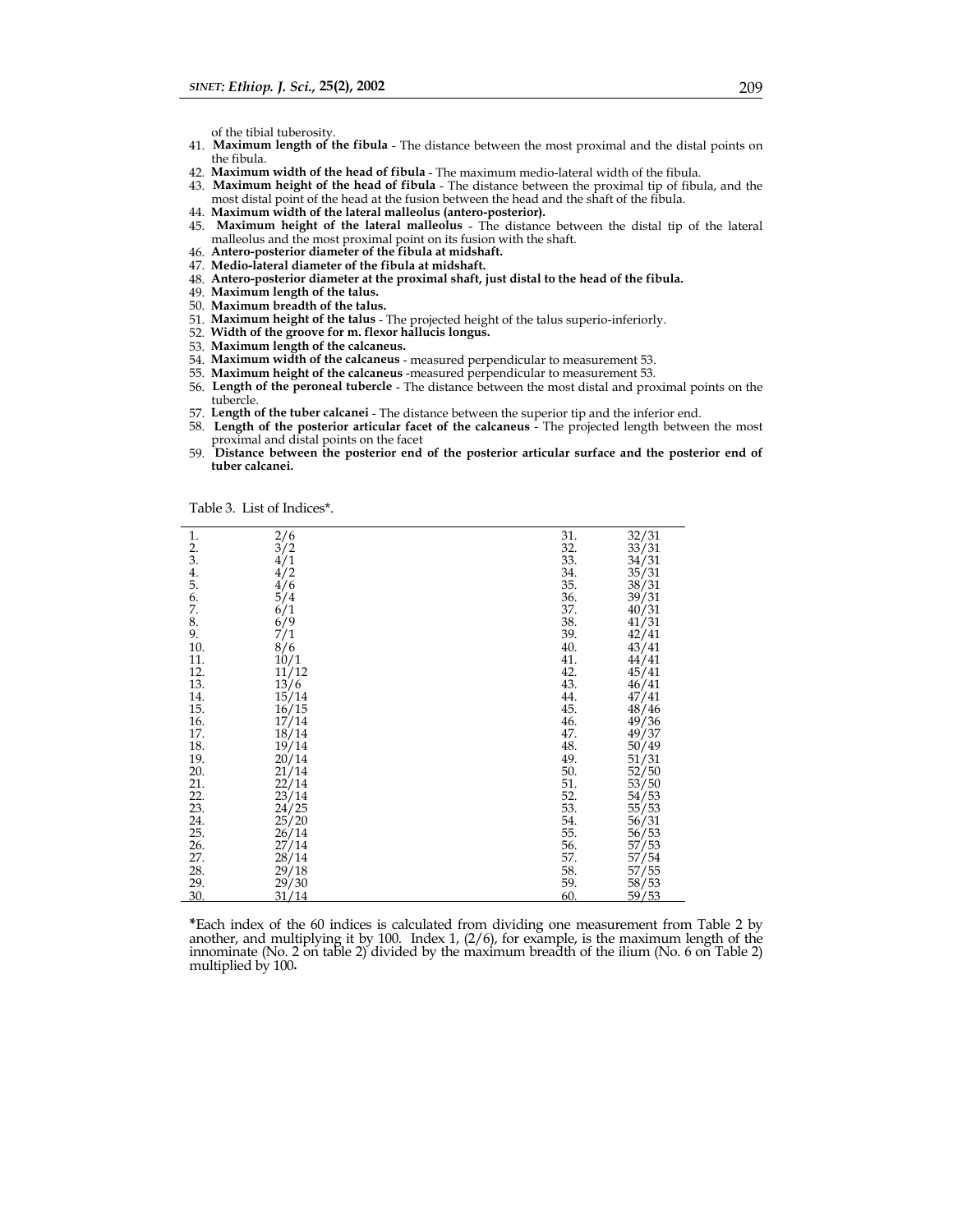of the tibial tuberosity.

41. **Maximum length of the fibula** - The distance between the most proximal and the distal points on the fibula.
42. **Maximum width of the head of fibula** - The maximum medio-lateral width of the fibula.
43. **Maximum height of the head of fibula** - The distance between the proximal tip of fibula, and the most distal point of the head at the fusion between the head and the shaft of the fibula.
44. **Maximum width of the lateral malleolus (antero-posterior).**
45. **Maximum height of the lateral malleolus** - The distance between the distal tip of the lateral malleolus and the most proximal point on its fusion with the shaft.
46. **Antero-posterior diameter of the fibula at midshaft.**
47. **Medio-lateral diameter of the fibula at midshaft.**
48. **Antero-posterior diameter at the proximal shaft, just distal to the head of the fibula.**
49. **Maximum length of the talus.**
50. **Maximum breadth of the talus.**
51. **Maximum height of the talus** - The projected height of the talus superio-inferiorly.
52. **Width of the groove for m. flexor hallucis longus.**
53. **Maximum length of the calcaneus.**
54. **Maximum width of the calcaneus** - measured perpendicular to measurement 53.
55. **Maximum height of the calcaneus** -measured perpendicular to measurement 53.
56. **Length of the peroneal tubercle** - The distance between the most distal and proximal points on the tubercle.
57. **Length of the tuber calcanei** - The distance between the superior tip and the inferior end.
58. **Length of the posterior articular facet of the calcaneus** - The projected length between the most proximal and distal points on the facet
59. **Distance between the posterior end of the posterior articular surface and the posterior end of tuber calcanei.**

Table 3. List of Indices*.

| | | | |
|---|---|---|---|
| 1. | 2/6 | 31. | 32/31 |
| 2. | 3/2 | 32. | 33/31 |
| 3. | 4/1 | 33. | 34/31 |
| 4. | 4/2 | 34. | 35/31 |
| 5. | 4/6 | 35. | 38/31 |
| 6. | 5/4 | 36. | 39/31 |
| 7. | 6/1 | 37. | 40/31 |
| 8. | 6/9 | 38. | 41/31 |
| 9. | 7/1 | 39. | 42/41 |
| 10. | 8/6 | 40. | 43/41 |
| 11. | 10/1 | 41. | 44/41 |
| 12. | 11/12 | 42. | 45/41 |
| 13. | 13/6 | 43. | 46/41 |
| 14. | 15/14 | 44. | 47/41 |
| 15. | 16/15 | 45. | 48/46 |
| 16. | 17/14 | 46. | 49/36 |
| 17. | 18/14 | 47. | 49/37 |
| 18. | 19/14 | 48. | 50/49 |
| 19. | 20/14 | 49. | 51/31 |
| 20. | 21/14 | 50. | 52/50 |
| 21. | 22/14 | 51. | 53/50 |
| 22. | 23/14 | 52. | 54/53 |
| 23. | 24/25 | 53. | 55/53 |
| 24. | 25/20 | 54. | 56/31 |
| 25. | 26/14 | 55. | 56/53 |
| 26. | 27/14 | 56. | 57/53 |
| 27. | 28/14 | 57. | 57/54 |
| 28. | 29/18 | 58. | 57/55 |
| 29. | 29/30 | 59. | 58/53 |
| 30. | 31/14 | 60. | 59/53 |

*Each index of the 60 indices is calculated from dividing one measurement from Table 2 by another, and multiplying it by 100. Index 1, (2/6), for example, is the maximum length of the innominate (No. 2 on table 2) divided by the maximum breadth of the ilium (No. 6 on Table 2) multiplied by 100.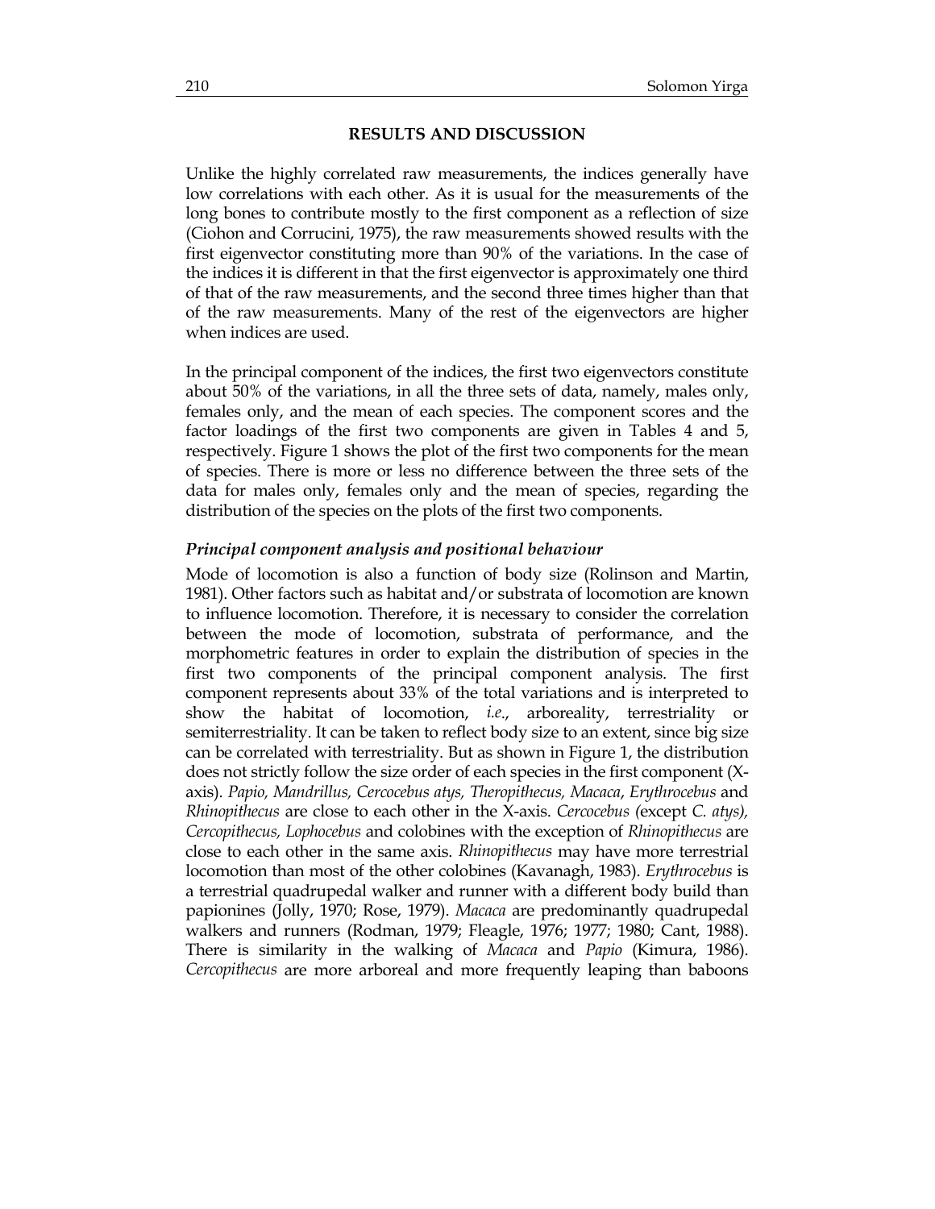## RESULTS AND DISCUSSION

Unlike the highly correlated raw measurements, the indices generally have low correlations with each other. As it is usual for the measurements of the long bones to contribute mostly to the first component as a reflection of size (Ciohon and Corrucini, 1975), the raw measurements showed results with the first eigenvector constituting more than 90% of the variations. In the case of the indices it is different in that the first eigenvector is approximately one third of that of the raw measurements, and the second three times higher than that of the raw measurements. Many of the rest of the eigenvectors are higher when indices are used.

In the principal component of the indices, the first two eigenvectors constitute about 50% of the variations, in all the three sets of data, namely, males only, females only, and the mean of each species. The component scores and the factor loadings of the first two components are given in Tables 4 and 5, respectively. Figure 1 shows the plot of the first two components for the mean of species. There is more or less no difference between the three sets of the data for males only, females only and the mean of species, regarding the distribution of the species on the plots of the first two components.

### *Principal component analysis and positional behaviour*

Mode of locomotion is also a function of body size (Rolinson and Martin, 1981). Other factors such as habitat and/or substrata of locomotion are known to influence locomotion. Therefore, it is necessary to consider the correlation between the mode of locomotion, substrata of performance, and the morphometric features in order to explain the distribution of species in the first two components of the principal component analysis. The first component represents about 33% of the total variations and is interpreted to show the habitat of locomotion, *i.e.*, arboreality, terrestriality or semiterrestriality. It can be taken to reflect body size to an extent, since big size can be correlated with terrestriality. But as shown in Figure 1, the distribution does not strictly follow the size order of each species in the first component (X-axis). *Papio, Mandrillus, Cercocebus atys, Theropithecus, Macaca*, *Erythrocebus* and *Rhinopithecus* are close to each other in the X-axis. *Cercocebus (*except *C. atys), Cercopithecus, Lophocebus* and colobines with the exception of *Rhinopithecus* are close to each other in the same axis. *Rhinopithecus* may have more terrestrial locomotion than most of the other colobines (Kavanagh, 1983). *Erythrocebus* is a terrestrial quadrupedal walker and runner with a different body build than papionines (Jolly, 1970; Rose, 1979). *Macaca* are predominantly quadrupedal walkers and runners (Rodman, 1979; Fleagle, 1976; 1977; 1980; Cant, 1988). There is similarity in the walking of *Macaca* and *Papio* (Kimura, 1986). *Cercopithecus* are more arboreal and more frequently leaping than baboons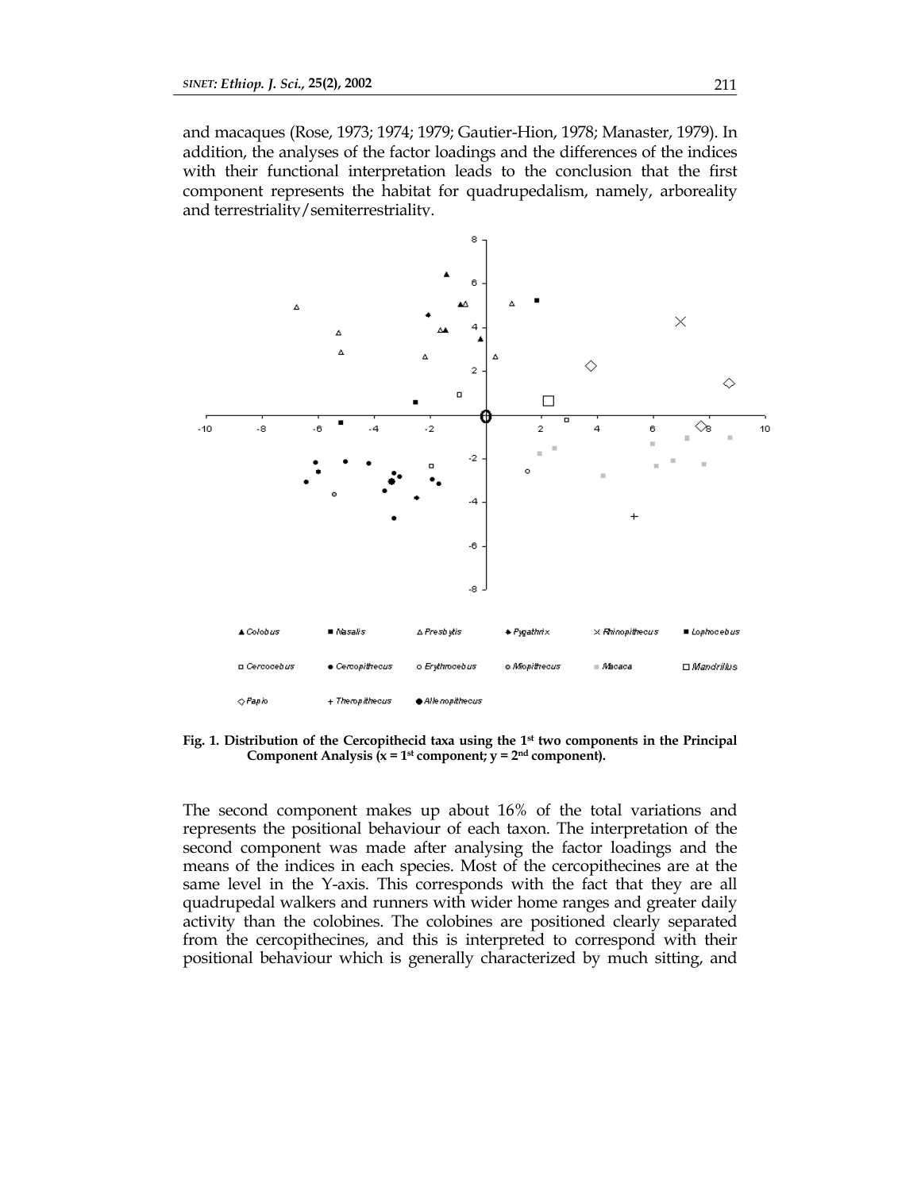and macaques (Rose, 1973; 1974; 1979; Gautier-Hion, 1978; Manaster, 1979). In addition, the analyses of the factor loadings and the differences of the indices with their functional interpretation leads to the conclusion that the first component represents the habitat for quadrupedalism, namely, arboreality and terrestriality/semiterrestriality.

**Fig. 1. Distribution of the Cercopithecid taxa using the 1st two components in the Principal Component Analysis (x = 1st component; y = 2nd component).**

The second component makes up about 16% of the total variations and represents the positional behaviour of each taxon. The interpretation of the second component was made after analysing the factor loadings and the means of the indices in each species. Most of the cercopithecines are at the same level in the Y-axis. This corresponds with the fact that they are all quadrupedal walkers and runners with wider home ranges and greater daily activity than the colobines. The colobines are positioned clearly separated from the cercopithecines, and this is interpreted to correspond with their positional behaviour which is generally characterized by much sitting, and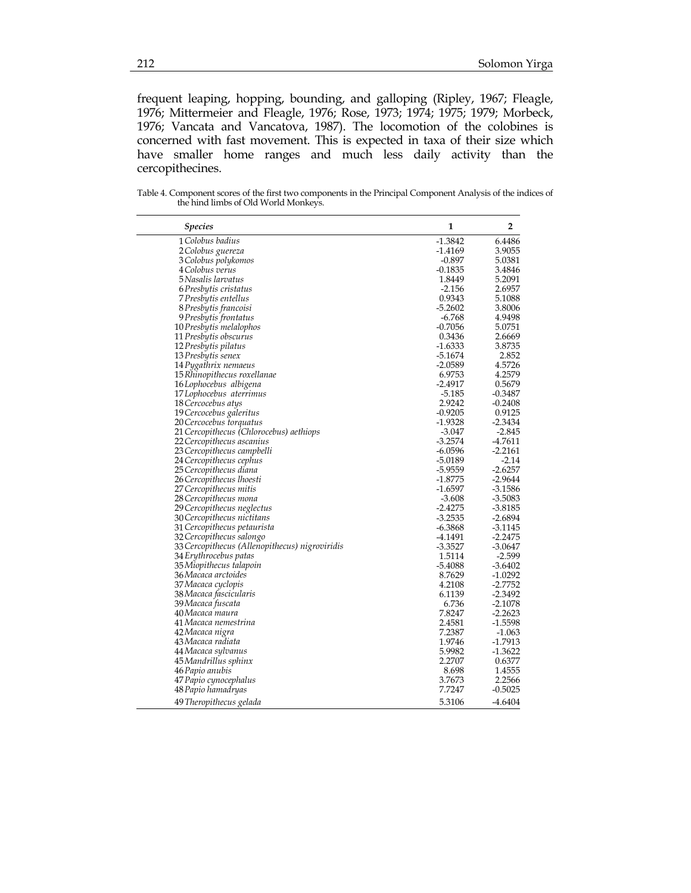frequent leaping, hopping, bounding, and galloping (Ripley, 1967; Fleagle, 1976; Mittermeier and Fleagle, 1976; Rose, 1973; 1974; 1975; 1979; Morbeck, 1976; Vancata and Vancatova, 1987). The locomotion of the colobines is concerned with fast movement. This is expected in taxa of their size which have smaller home ranges and much less daily activity than the cercopithecines.

Table 4. Component scores of the first two components in the Principal Component Analysis of the indices of the hind limbs of Old World Monkeys.

| *Species* | 1 | 2 |
|---|---|---|
| 1 *Colobus badius* | -1.3842 | 6.4486 |
| 2 *Colobus guereza* | -1.4169 | 3.9055 |
| 3 *Colobus polykomos* | -0.897 | 5.0381 |
| 4 *Colobus verus* | -0.1835 | 3.4846 |
| 5 *Nasalis larvatus* | 1.8449 | 5.2091 |
| 6 *Presbytis cristatus* | -2.156 | 2.6957 |
| 7 *Presbytis entellus* | 0.9343 | 5.1088 |
| 8 *Presbytis francoisi* | -5.2602 | 3.8006 |
| 9 *Presbytis frontatus* | -6.768 | 4.9498 |
| 10 *Presbytis melalophos* | -0.7056 | 5.0751 |
| 11 *Presbytis obscurus* | 0.3436 | 2.6669 |
| 12 *Presbytis pilatus* | -1.6333 | 3.8735 |
| 13 *Presbytis senex* | -5.1674 | 2.852 |
| 14 *Pygathrix nemaeus* | -2.0589 | 4.5726 |
| 15 *Rhinopithecus roxellanae* | 6.9753 | 4.2579 |
| 16 *Lophocebus albigena* | -2.4917 | 0.5679 |
| 17 *Lophocebus aterrimus* | -5.185 | -0.3487 |
| 18 *Cercocebus atys* | 2.9242 | -0.2408 |
| 19 *Cercocebus galeritus* | -0.9205 | 0.9125 |
| 20 *Cercocebus torquatus* | -1.9328 | -2.3434 |
| 21 *Cercopithecus (Chlorocebus) aethiops* | -3.047 | -2.845 |
| 22 *Cercopithecus ascanius* | -3.2574 | -4.7611 |
| 23 *Cercopithecus campbelli* | -6.0596 | -2.2161 |
| 24 *Cercopithecus cephus* | -5.0189 | -2.14 |
| 25 *Cercopithecus diana* | -5.9559 | -2.6257 |
| 26 *Cercopithecus lhoesti* | -1.8775 | -2.9644 |
| 27 *Cercopithecus mitis* | -1.6597 | -3.1586 |
| 28 *Cercopithecus mona* | -3.608 | -3.5083 |
| 29 *Cercopithecus neglectus* | -2.4275 | -3.8185 |
| 30 *Cercopithecus nictitans* | -3.2535 | -2.6894 |
| 31 *Cercopithecus petaurista* | -6.3868 | -3.1145 |
| 32 *Cercopithecus salongo* | -4.1491 | -2.2475 |
| 33 *Cercopithecus (Allenopithecus) nigroviridis* | -3.3527 | -3.0647 |
| 34 *Erythrocebus patas* | 1.5114 | -2.599 |
| 35 *Miopithecus talapoin* | -5.4088 | -3.6402 |
| 36 *Macaca arctoides* | 8.7629 | -1.0292 |
| 37 *Macaca cyclopis* | 4.2108 | -2.7752 |
| 38 *Macaca fascicularis* | 6.1139 | -2.3492 |
| 39 *Macaca fuscata* | 6.736 | -2.1078 |
| 40 *Macaca maura* | 7.8247 | -2.2623 |
| 41 *Macaca nemestrina* | 2.4581 | -1.5598 |
| 42 *Macaca nigra* | 7.2387 | -1.063 |
| 43 *Macaca radiata* | 1.9746 | -1.7913 |
| 44 *Macaca sylvanus* | 5.9982 | -1.3622 |
| 45 *Mandrillus sphinx* | 2.2707 | 0.6377 |
| 46 *Papio anubis* | 8.698 | 1.4555 |
| 47 *Papio cynocephalus* | 3.7673 | 2.2566 |
| 48 *Papio hamadryas* | 7.7247 | -0.5025 |
| 49 *Theropithecus gelada* | 5.3106 | -4.6404 |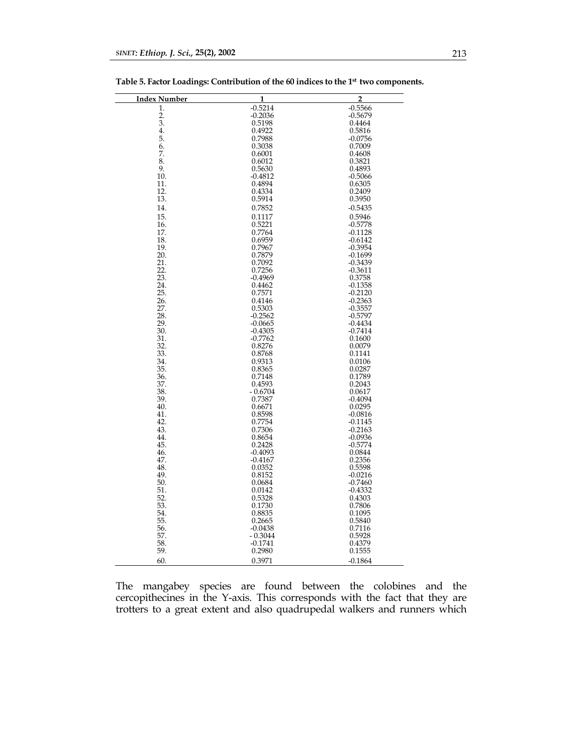**Table 5. Factor Loadings: Contribution of the 60 indices to the 1st two components.**

| Index Number | 1 | 2 |
|---|---|---|
| 1. | -0.5214 | -0.5566 |
| 2. | -0.2036 | -0.5679 |
| 3. | 0.5198 | 0.4464 |
| 4. | 0.4922 | 0.5816 |
| 5. | 0.7988 | -0.0756 |
| 6. | 0.3038 | 0.7009 |
| 7. | 0.6001 | 0.4608 |
| 8. | 0.6012 | 0.3821 |
| 9. | 0.5630 | 0.4893 |
| 10. | -0.4812 | -0.5066 |
| 11. | 0.4894 | 0.6305 |
| 12. | 0.4334 | 0.2409 |
| 13. | 0.5914 | 0.3950 |
| 14. | 0.7852 | -0.5435 |
| 15. | 0.1117 | 0.5946 |
| 16. | 0.5221 | -0.5778 |
| 17. | 0.7764 | -0.1128 |
| 18. | 0.6959 | -0.6142 |
| 19. | 0.7967 | -0.3954 |
| 20. | 0.7879 | -0.1699 |
| 21. | 0.7092 | -0.3439 |
| 22. | 0.7256 | -0.3611 |
| 23. | -0.4969 | 0.3758 |
| 24. | 0.4462 | -0.1358 |
| 25. | 0.7571 | -0.2120 |
| 26. | 0.4146 | -0.2363 |
| 27. | 0.5303 | -0.3557 |
| 28. | -0.2562 | -0.5797 |
| 29. | -0.0665 | -0.4434 |
| 30. | -0.4305 | -0.7414 |
| 31. | -0.7762 | 0.1600 |
| 32. | 0.8276 | 0.0079 |
| 33. | 0.8768 | 0.1141 |
| 34. | 0.9313 | 0.0106 |
| 35. | 0.8365 | 0.0287 |
| 36. | 0.7148 | 0.1789 |
| 37. | 0.4593 | 0.2043 |
| 38. | - 0.6704 | 0.0617 |
| 39. | 0.7387 | -0.4094 |
| 40. | 0.6671 | 0.0295 |
| 41. | 0.8598 | -0.0816 |
| 42. | 0.7754 | -0.1145 |
| 43. | 0.7306 | -0.2163 |
| 44. | 0.8654 | -0.0936 |
| 45. | 0.2428 | -0.5774 |
| 46. | -0.4093 | 0.0844 |
| 47. | -0.4167 | 0.2356 |
| 48. | 0.0352 | 0.5598 |
| 49. | 0.8152 | -0.0216 |
| 50. | 0.0684 | -0.7460 |
| 51. | 0.0142 | -0.4332 |
| 52. | 0.5328 | 0.4303 |
| 53. | 0.1730 | 0.7806 |
| 54. | 0.8835 | 0.1095 |
| 55. | 0.2665 | 0.5840 |
| 56. | -0.0438 | 0.7116 |
| 57. | - 0.3044 | 0.5928 |
| 58. | -0.1741 | 0.4379 |
| 59. | 0.2980 | 0.1555 |
| 60. | 0.3971 | -0.1864 |

The mangabey species are found between the colobines and the cercopithecines in the Y-axis. This corresponds with the fact that they are trotters to a great extent and also quadrupedal walkers and runners which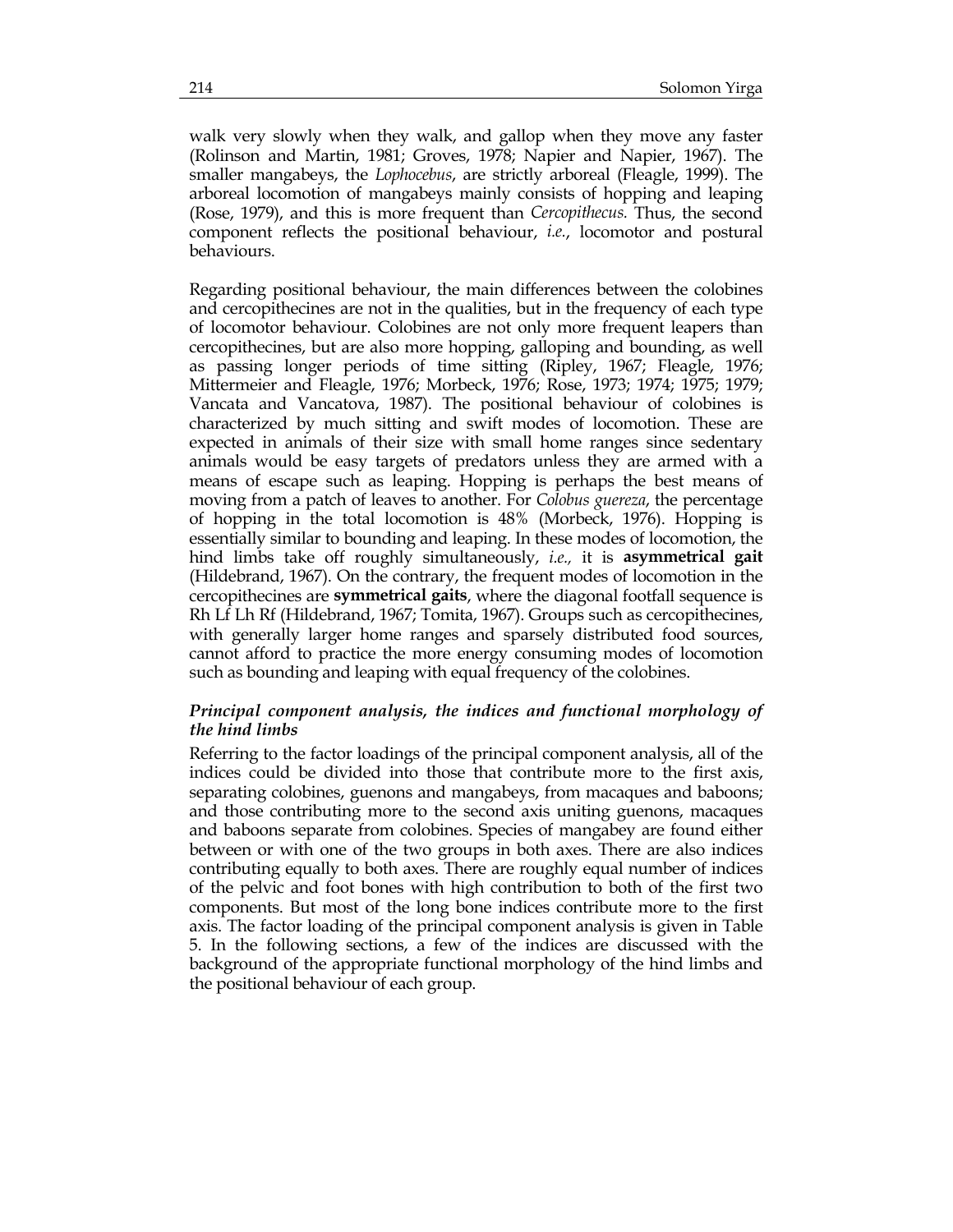walk very slowly when they walk, and gallop when they move any faster (Rolinson and Martin, 1981; Groves, 1978; Napier and Napier, 1967). The smaller mangabeys, the *Lophocebus*, are strictly arboreal (Fleagle, 1999). The arboreal locomotion of mangabeys mainly consists of hopping and leaping (Rose, 1979), and this is more frequent than *Cercopithecus.* Thus, the second component reflects the positional behaviour, *i.e.*, locomotor and postural behaviours.

Regarding positional behaviour, the main differences between the colobines and cercopithecines are not in the qualities, but in the frequency of each type of locomotor behaviour. Colobines are not only more frequent leapers than cercopithecines, but are also more hopping, galloping and bounding, as well as passing longer periods of time sitting (Ripley, 1967; Fleagle, 1976; Mittermeier and Fleagle, 1976; Morbeck, 1976; Rose, 1973; 1974; 1975; 1979; Vancata and Vancatova, 1987). The positional behaviour of colobines is characterized by much sitting and swift modes of locomotion. These are expected in animals of their size with small home ranges since sedentary animals would be easy targets of predators unless they are armed with a means of escape such as leaping. Hopping is perhaps the best means of moving from a patch of leaves to another. For *Colobus guereza*, the percentage of hopping in the total locomotion is 48% (Morbeck, 1976). Hopping is essentially similar to bounding and leaping. In these modes of locomotion, the hind limbs take off roughly simultaneously, *i.e.,* it is **asymmetrical gait** (Hildebrand, 1967). On the contrary, the frequent modes of locomotion in the cercopithecines are **symmetrical gaits**, where the diagonal footfall sequence is Rh Lf Lh Rf (Hildebrand, 1967; Tomita, 1967). Groups such as cercopithecines, with generally larger home ranges and sparsely distributed food sources, cannot afford to practice the more energy consuming modes of locomotion such as bounding and leaping with equal frequency of the colobines.

### *Principal component analysis, the indices and functional morphology of the hind limbs*

Referring to the factor loadings of the principal component analysis, all of the indices could be divided into those that contribute more to the first axis, separating colobines, guenons and mangabeys, from macaques and baboons; and those contributing more to the second axis uniting guenons, macaques and baboons separate from colobines. Species of mangabey are found either between or with one of the two groups in both axes. There are also indices contributing equally to both axes. There are roughly equal number of indices of the pelvic and foot bones with high contribution to both of the first two components. But most of the long bone indices contribute more to the first axis. The factor loading of the principal component analysis is given in Table 5. In the following sections, a few of the indices are discussed with the background of the appropriate functional morphology of the hind limbs and the positional behaviour of each group.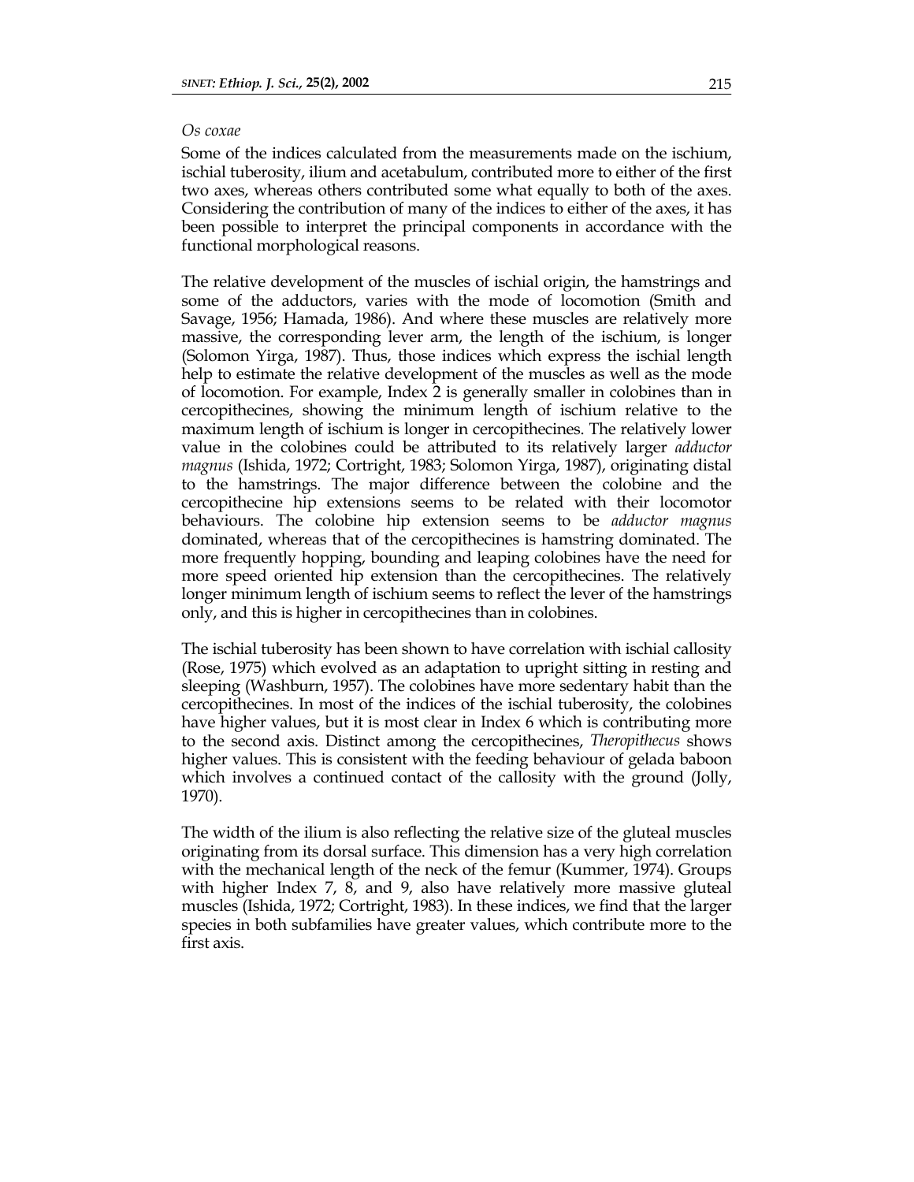*Os coxae*

Some of the indices calculated from the measurements made on the ischium, ischial tuberosity, ilium and acetabulum, contributed more to either of the first two axes, whereas others contributed some what equally to both of the axes. Considering the contribution of many of the indices to either of the axes, it has been possible to interpret the principal components in accordance with the functional morphological reasons.

The relative development of the muscles of ischial origin, the hamstrings and some of the adductors, varies with the mode of locomotion (Smith and Savage, 1956; Hamada, 1986). And where these muscles are relatively more massive, the corresponding lever arm, the length of the ischium, is longer (Solomon Yirga, 1987). Thus, those indices which express the ischial length help to estimate the relative development of the muscles as well as the mode of locomotion. For example, Index 2 is generally smaller in colobines than in cercopithecines, showing the minimum length of ischium relative to the maximum length of ischium is longer in cercopithecines. The relatively lower value in the colobines could be attributed to its relatively larger *adductor magnus* (Ishida, 1972; Cortright, 1983; Solomon Yirga, 1987), originating distal to the hamstrings. The major difference between the colobine and the cercopithecine hip extensions seems to be related with their locomotor behaviours. The colobine hip extension seems to be *adductor magnus* dominated, whereas that of the cercopithecines is hamstring dominated. The more frequently hopping, bounding and leaping colobines have the need for more speed oriented hip extension than the cercopithecines. The relatively longer minimum length of ischium seems to reflect the lever of the hamstrings only, and this is higher in cercopithecines than in colobines.

The ischial tuberosity has been shown to have correlation with ischial callosity (Rose, 1975) which evolved as an adaptation to upright sitting in resting and sleeping (Washburn, 1957). The colobines have more sedentary habit than the cercopithecines. In most of the indices of the ischial tuberosity, the colobines have higher values, but it is most clear in Index 6 which is contributing more to the second axis. Distinct among the cercopithecines, *Theropithecus* shows higher values. This is consistent with the feeding behaviour of gelada baboon which involves a continued contact of the callosity with the ground (Jolly, 1970).

The width of the ilium is also reflecting the relative size of the gluteal muscles originating from its dorsal surface. This dimension has a very high correlation with the mechanical length of the neck of the femur (Kummer, 1974). Groups with higher Index 7, 8, and 9, also have relatively more massive gluteal muscles (Ishida, 1972; Cortright, 1983). In these indices, we find that the larger species in both subfamilies have greater values, which contribute more to the first axis.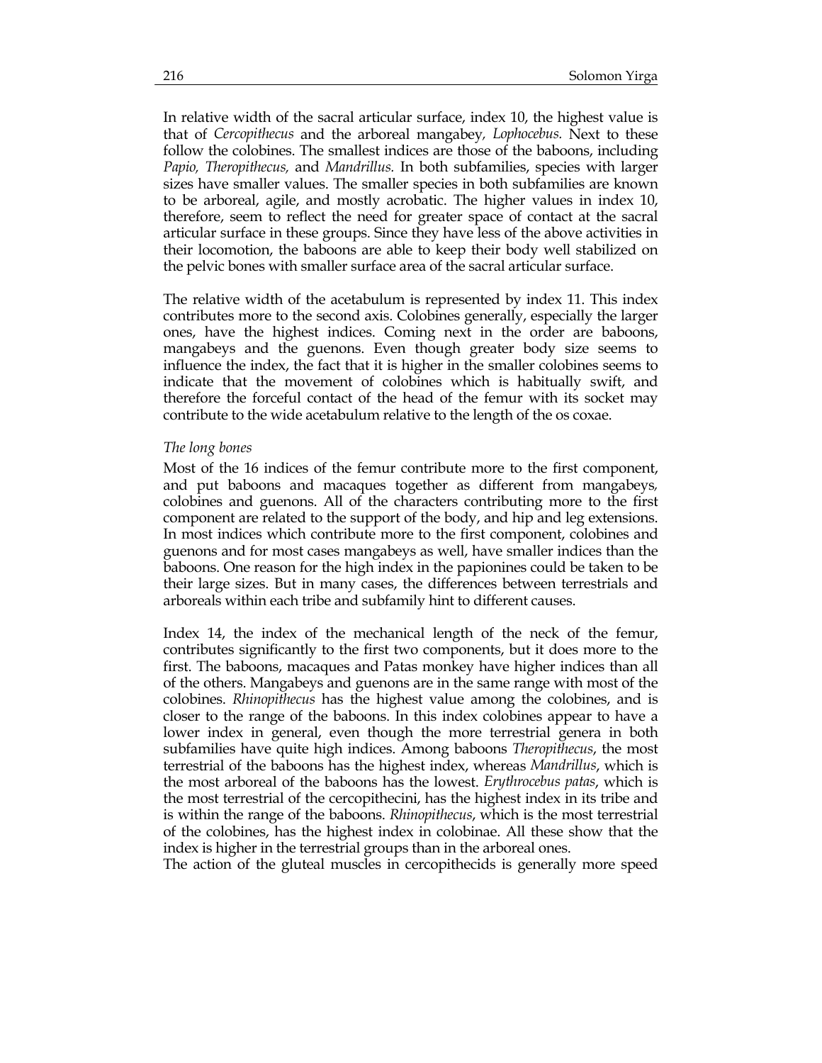In relative width of the sacral articular surface, index 10, the highest value is that of *Cercopithecus* and the arboreal mangabey*, Lophocebus.* Next to these follow the colobines. The smallest indices are those of the baboons, including *Papio, Theropithecus,* and *Mandrillus.* In both subfamilies, species with larger sizes have smaller values. The smaller species in both subfamilies are known to be arboreal, agile, and mostly acrobatic. The higher values in index 10, therefore, seem to reflect the need for greater space of contact at the sacral articular surface in these groups. Since they have less of the above activities in their locomotion, the baboons are able to keep their body well stabilized on the pelvic bones with smaller surface area of the sacral articular surface.

The relative width of the acetabulum is represented by index 11. This index contributes more to the second axis. Colobines generally, especially the larger ones, have the highest indices. Coming next in the order are baboons, mangabeys and the guenons. Even though greater body size seems to influence the index, the fact that it is higher in the smaller colobines seems to indicate that the movement of colobines which is habitually swift, and therefore the forceful contact of the head of the femur with its socket may contribute to the wide acetabulum relative to the length of the os coxae.

*The long bones*

Most of the 16 indices of the femur contribute more to the first component, and put baboons and macaques together as different from mangabeys*,* colobines and guenons. All of the characters contributing more to the first component are related to the support of the body, and hip and leg extensions. In most indices which contribute more to the first component, colobines and guenons and for most cases mangabeys as well, have smaller indices than the baboons. One reason for the high index in the papionines could be taken to be their large sizes. But in many cases, the differences between terrestrials and arboreals within each tribe and subfamily hint to different causes.

Index 14, the index of the mechanical length of the neck of the femur, contributes significantly to the first two components, but it does more to the first. The baboons, macaques and Patas monkey have higher indices than all of the others. Mangabeys and guenons are in the same range with most of the colobines. *Rhinopithecus* has the highest value among the colobines, and is closer to the range of the baboons. In this index colobines appear to have a lower index in general, even though the more terrestrial genera in both subfamilies have quite high indices. Among baboons *Theropithecus*, the most terrestrial of the baboons has the highest index, whereas *Mandrillus*, which is the most arboreal of the baboons has the lowest. *Erythrocebus patas*, which is the most terrestrial of the cercopithecini, has the highest index in its tribe and is within the range of the baboons. *Rhinopithecus*, which is the most terrestrial of the colobines, has the highest index in colobinae. All these show that the index is higher in the terrestrial groups than in the arboreal ones.

The action of the gluteal muscles in cercopithecids is generally more speed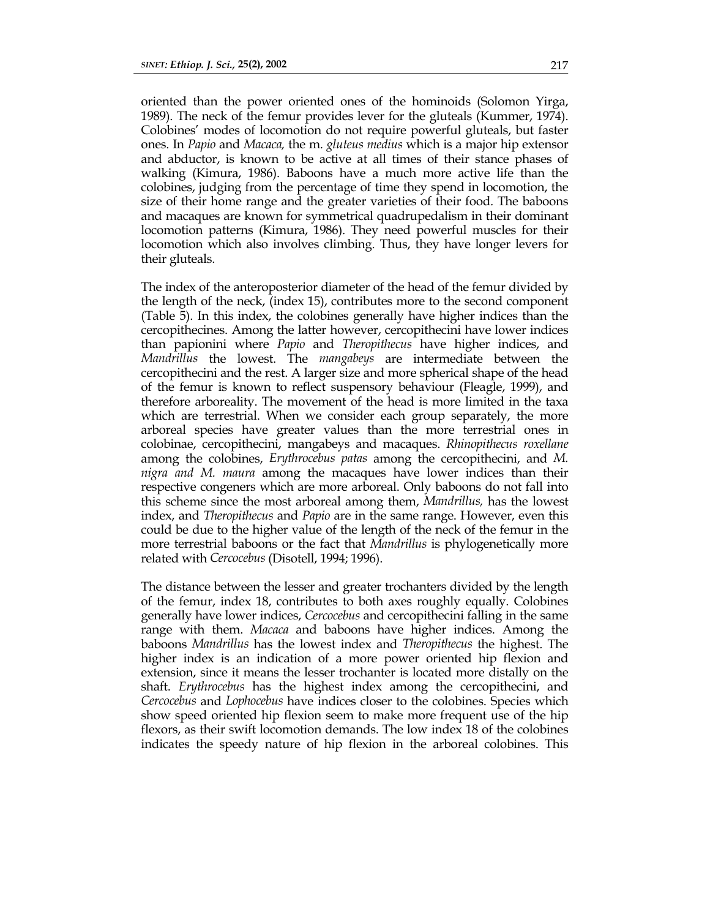oriented than the power oriented ones of the hominoids (Solomon Yirga, 1989). The neck of the femur provides lever for the gluteals (Kummer, 1974). Colobines' modes of locomotion do not require powerful gluteals, but faster ones. In *Papio* and *Macaca,* the m. *gluteus medius* which is a major hip extensor and abductor, is known to be active at all times of their stance phases of walking (Kimura, 1986). Baboons have a much more active life than the colobines, judging from the percentage of time they spend in locomotion, the size of their home range and the greater varieties of their food. The baboons and macaques are known for symmetrical quadrupedalism in their dominant locomotion patterns (Kimura, 1986). They need powerful muscles for their locomotion which also involves climbing. Thus, they have longer levers for their gluteals.

The index of the anteroposterior diameter of the head of the femur divided by the length of the neck, (index 15), contributes more to the second component (Table 5). In this index, the colobines generally have higher indices than the cercopithecines. Among the latter however, cercopithecini have lower indices than papionini where *Papio* and *Theropithecus* have higher indices, and *Mandrillus* the lowest. The *mangabeys* are intermediate between the cercopithecini and the rest. A larger size and more spherical shape of the head of the femur is known to reflect suspensory behaviour (Fleagle, 1999), and therefore arboreality. The movement of the head is more limited in the taxa which are terrestrial. When we consider each group separately, the more arboreal species have greater values than the more terrestrial ones in colobinae, cercopithecini, mangabeys and macaques. *Rhinopithecus roxellane* among the colobines, *Erythrocebus patas* among the cercopithecini, and *M. nigra and M. maura* among the macaques have lower indices than their respective congeners which are more arboreal. Only baboons do not fall into this scheme since the most arboreal among them, *Mandrillus,* has the lowest index, and *Theropithecus* and *Papio* are in the same range. However, even this could be due to the higher value of the length of the neck of the femur in the more terrestrial baboons or the fact that *Mandrillus* is phylogenetically more related with *Cercocebus* (Disotell, 1994; 1996).

The distance between the lesser and greater trochanters divided by the length of the femur, index 18, contributes to both axes roughly equally. Colobines generally have lower indices, *Cercocebus* and cercopithecini falling in the same range with them. *Macaca* and baboons have higher indices. Among the baboons *Mandrillus* has the lowest index and *Theropithecus* the highest. The higher index is an indication of a more power oriented hip flexion and extension, since it means the lesser trochanter is located more distally on the shaft. *Erythrocebus* has the highest index among the cercopithecini, and *Cercocebus* and *Lophocebus* have indices closer to the colobines. Species which show speed oriented hip flexion seem to make more frequent use of the hip flexors, as their swift locomotion demands. The low index 18 of the colobines indicates the speedy nature of hip flexion in the arboreal colobines. This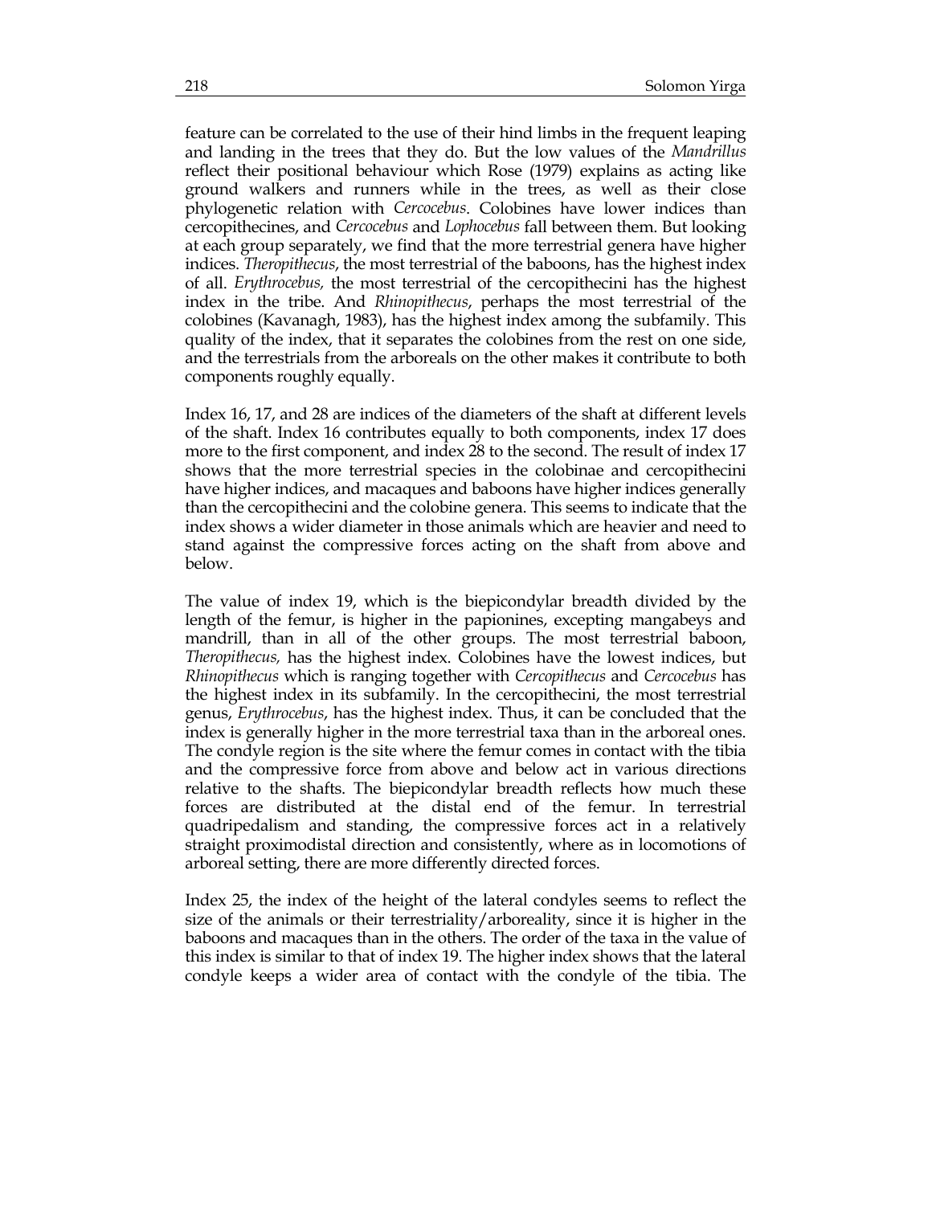feature can be correlated to the use of their hind limbs in the frequent leaping and landing in the trees that they do. But the low values of the *Mandrillus* reflect their positional behaviour which Rose (1979) explains as acting like ground walkers and runners while in the trees, as well as their close phylogenetic relation with *Cercocebus*. Colobines have lower indices than cercopithecines, and *Cercocebus* and *Lophocebus* fall between them. But looking at each group separately, we find that the more terrestrial genera have higher indices. *Theropithecus*, the most terrestrial of the baboons, has the highest index of all. *Erythrocebus,* the most terrestrial of the cercopithecini has the highest index in the tribe. And *Rhinopithecus*, perhaps the most terrestrial of the colobines (Kavanagh, 1983), has the highest index among the subfamily. This quality of the index, that it separates the colobines from the rest on one side, and the terrestrials from the arboreals on the other makes it contribute to both components roughly equally.

Index 16, 17, and 28 are indices of the diameters of the shaft at different levels of the shaft. Index 16 contributes equally to both components, index 17 does more to the first component, and index 28 to the second. The result of index 17 shows that the more terrestrial species in the colobinae and cercopithecini have higher indices, and macaques and baboons have higher indices generally than the cercopithecini and the colobine genera. This seems to indicate that the index shows a wider diameter in those animals which are heavier and need to stand against the compressive forces acting on the shaft from above and below.

The value of index 19, which is the biepicondylar breadth divided by the length of the femur, is higher in the papionines, excepting mangabeys and mandrill, than in all of the other groups. The most terrestrial baboon, *Theropithecus,* has the highest index. Colobines have the lowest indices, but *Rhinopithecus* which is ranging together with *Cercopithecus* and *Cercocebus* has the highest index in its subfamily. In the cercopithecini, the most terrestrial genus, *Erythrocebus*, has the highest index. Thus, it can be concluded that the index is generally higher in the more terrestrial taxa than in the arboreal ones. The condyle region is the site where the femur comes in contact with the tibia and the compressive force from above and below act in various directions relative to the shafts. The biepicondylar breadth reflects how much these forces are distributed at the distal end of the femur. In terrestrial quadripedalism and standing, the compressive forces act in a relatively straight proximodistal direction and consistently, where as in locomotions of arboreal setting, there are more differently directed forces.

Index 25, the index of the height of the lateral condyles seems to reflect the size of the animals or their terrestriality/arboreality, since it is higher in the baboons and macaques than in the others. The order of the taxa in the value of this index is similar to that of index 19. The higher index shows that the lateral condyle keeps a wider area of contact with the condyle of the tibia. The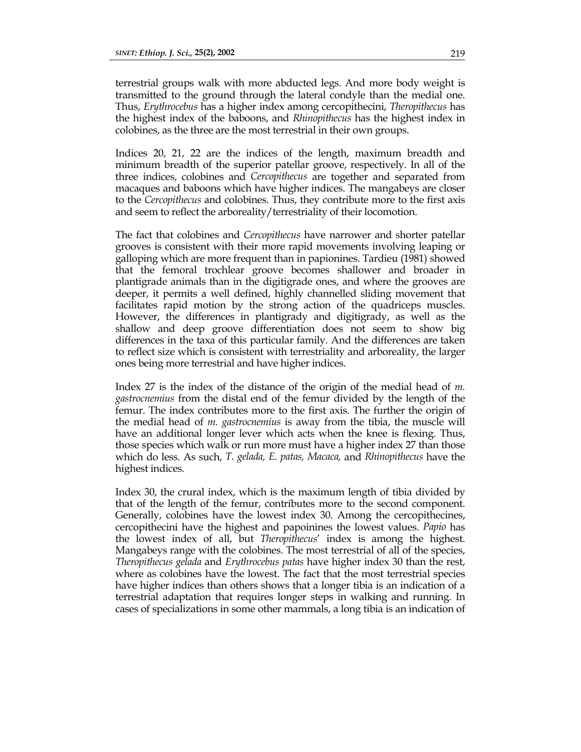terrestrial groups walk with more abducted legs. And more body weight is transmitted to the ground through the lateral condyle than the medial one. Thus, *Erythrocebus* has a higher index among cercopithecini, *Theropithecus* has the highest index of the baboons, and *Rhinopithecus* has the highest index in colobines, as the three are the most terrestrial in their own groups.

Indices 20, 21, 22 are the indices of the length, maximum breadth and minimum breadth of the superior patellar groove, respectively. In all of the three indices, colobines and *Cercopithecus* are together and separated from macaques and baboons which have higher indices. The mangabeys are closer to the *Cercopithecus* and colobines. Thus, they contribute more to the first axis and seem to reflect the arboreality/terrestriality of their locomotion.

The fact that colobines and *Cercopithecus* have narrower and shorter patellar grooves is consistent with their more rapid movements involving leaping or galloping which are more frequent than in papionines. Tardieu (1981) showed that the femoral trochlear groove becomes shallower and broader in plantigrade animals than in the digitigrade ones, and where the grooves are deeper, it permits a well defined, highly channelled sliding movement that facilitates rapid motion by the strong action of the quadriceps muscles. However, the differences in plantigrady and digitigrady, as well as the shallow and deep groove differentiation does not seem to show big differences in the taxa of this particular family. And the differences are taken to reflect size which is consistent with terrestriality and arboreality, the larger ones being more terrestrial and have higher indices.

Index 27 is the index of the distance of the origin of the medial head of *m. gastrocnemius* from the distal end of the femur divided by the length of the femur. The index contributes more to the first axis. The further the origin of the medial head of *m. gastrocnemius* is away from the tibia, the muscle will have an additional longer lever which acts when the knee is flexing. Thus, those species which walk or run more must have a higher index 27 than those which do less. As such, *T. gelada, E. patas, Macaca,* and *Rhinopithecus* have the highest indices.

Index 30, the crural index, which is the maximum length of tibia divided by that of the length of the femur, contributes more to the second component. Generally, colobines have the lowest index 30. Among the cercopithecines, cercopithecini have the highest and papoinines the lowest values. *Papio* has the lowest index of all, but *Theropithecus*' index is among the highest. Mangabeys range with the colobines. The most terrestrial of all of the species, *Theropithecus gelada* and *Erythrocebus patas* have higher index 30 than the rest, where as colobines have the lowest. The fact that the most terrestrial species have higher indices than others shows that a longer tibia is an indication of a terrestrial adaptation that requires longer steps in walking and running. In cases of specializations in some other mammals, a long tibia is an indication of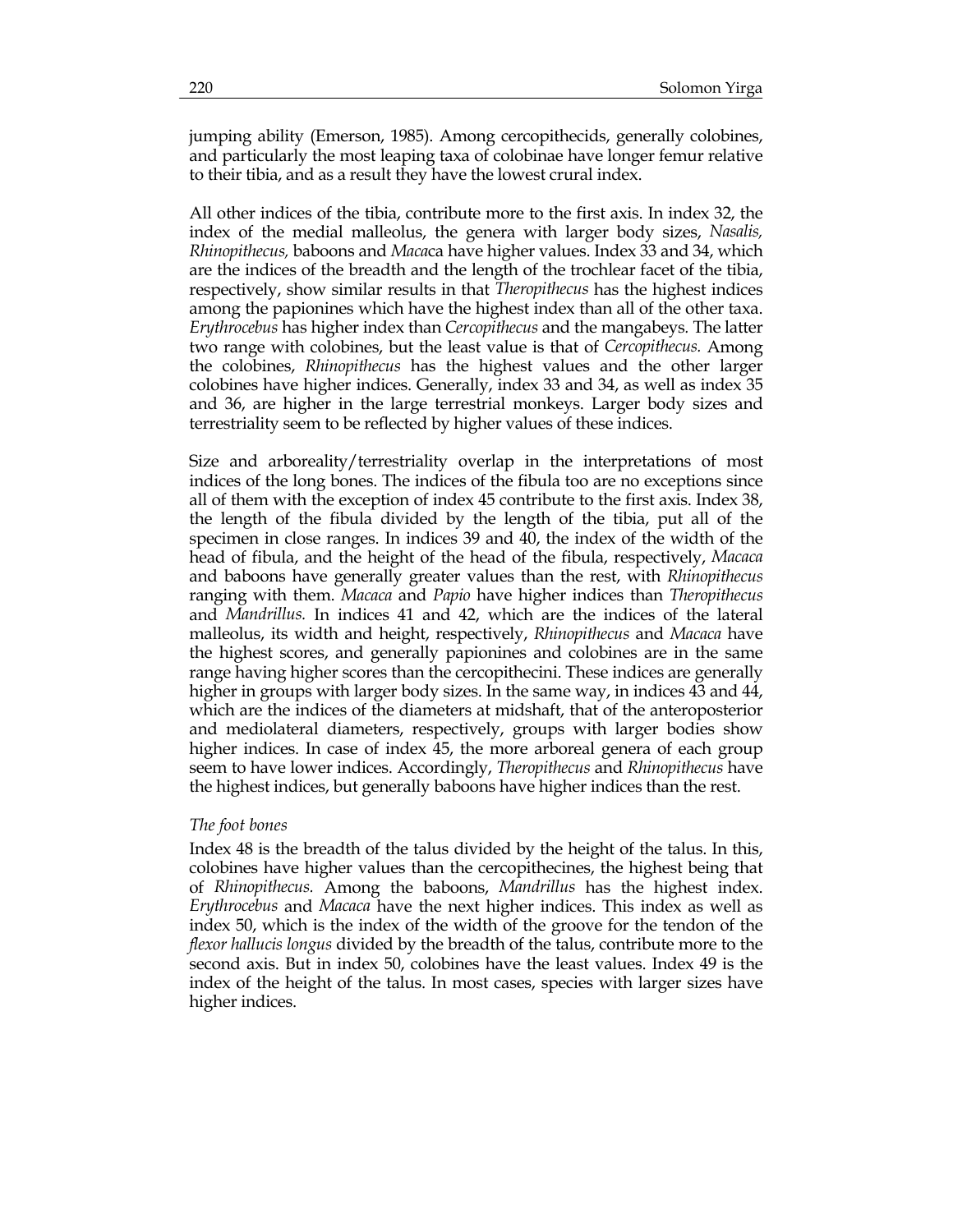jumping ability (Emerson, 1985). Among cercopithecids, generally colobines, and particularly the most leaping taxa of colobinae have longer femur relative to their tibia, and as a result they have the lowest crural index.

All other indices of the tibia, contribute more to the first axis. In index 32, the index of the medial malleolus, the genera with larger body sizes, *Nasalis, Rhinopithecus,* baboons and *Maca*ca have higher values. Index 33 and 34, which are the indices of the breadth and the length of the trochlear facet of the tibia, respectively, show similar results in that *Theropithecus* has the highest indices among the papionines which have the highest index than all of the other taxa. *Erythrocebus* has higher index than *Cercopithecus* and the mangabeys. The latter two range with colobines, but the least value is that of *Cercopithecus.* Among the colobines, *Rhinopithecus* has the highest values and the other larger colobines have higher indices. Generally, index 33 and 34, as well as index 35 and 36, are higher in the large terrestrial monkeys. Larger body sizes and terrestriality seem to be reflected by higher values of these indices.

Size and arboreality/terrestriality overlap in the interpretations of most indices of the long bones. The indices of the fibula too are no exceptions since all of them with the exception of index 45 contribute to the first axis. Index 38, the length of the fibula divided by the length of the tibia, put all of the specimen in close ranges. In indices 39 and 40, the index of the width of the head of fibula, and the height of the head of the fibula, respectively, *Macaca* and baboons have generally greater values than the rest, with *Rhinopithecus* ranging with them. *Macaca* and *Papio* have higher indices than *Theropithecus* and *Mandrillus.* In indices 41 and 42, which are the indices of the lateral malleolus, its width and height, respectively, *Rhinopithecus* and *Macaca* have the highest scores, and generally papionines and colobines are in the same range having higher scores than the cercopithecini. These indices are generally higher in groups with larger body sizes. In the same way, in indices 43 and 44, which are the indices of the diameters at midshaft, that of the anteroposterior and mediolateral diameters, respectively, groups with larger bodies show higher indices. In case of index 45, the more arboreal genera of each group seem to have lower indices. Accordingly, *Theropithecus* and *Rhinopithecus* have the highest indices, but generally baboons have higher indices than the rest.

*The foot bones*

Index 48 is the breadth of the talus divided by the height of the talus. In this, colobines have higher values than the cercopithecines, the highest being that of *Rhinopithecus.* Among the baboons, *Mandrillus* has the highest index. *Erythrocebus* and *Macaca* have the next higher indices. This index as well as index 50, which is the index of the width of the groove for the tendon of the *flexor hallucis longus* divided by the breadth of the talus, contribute more to the second axis. But in index 50, colobines have the least values. Index 49 is the index of the height of the talus. In most cases, species with larger sizes have higher indices.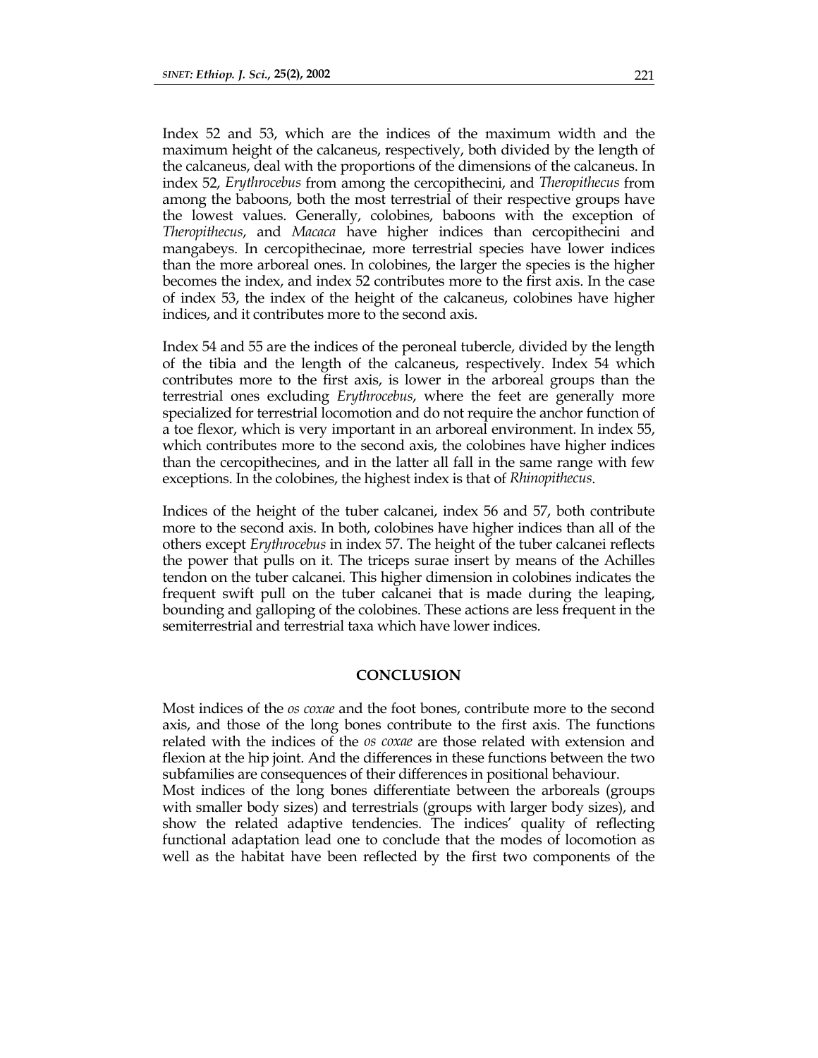Index 52 and 53, which are the indices of the maximum width and the maximum height of the calcaneus, respectively, both divided by the length of the calcaneus, deal with the proportions of the dimensions of the calcaneus. In index 52, *Erythrocebus* from among the cercopithecini, and *Theropithecus* from among the baboons, both the most terrestrial of their respective groups have the lowest values. Generally, colobines, baboons with the exception of *Theropithecus*, and *Macaca* have higher indices than cercopithecini and mangabeys. In cercopithecinae, more terrestrial species have lower indices than the more arboreal ones. In colobines, the larger the species is the higher becomes the index, and index 52 contributes more to the first axis. In the case of index 53, the index of the height of the calcaneus, colobines have higher indices, and it contributes more to the second axis.

Index 54 and 55 are the indices of the peroneal tubercle, divided by the length of the tibia and the length of the calcaneus, respectively. Index 54 which contributes more to the first axis, is lower in the arboreal groups than the terrestrial ones excluding *Erythrocebus*, where the feet are generally more specialized for terrestrial locomotion and do not require the anchor function of a toe flexor, which is very important in an arboreal environment. In index 55, which contributes more to the second axis, the colobines have higher indices than the cercopithecines, and in the latter all fall in the same range with few exceptions. In the colobines, the highest index is that of *Rhinopithecus*.

Indices of the height of the tuber calcanei, index 56 and 57, both contribute more to the second axis. In both, colobines have higher indices than all of the others except *Erythrocebus* in index 57. The height of the tuber calcanei reflects the power that pulls on it. The triceps surae insert by means of the Achilles tendon on the tuber calcanei. This higher dimension in colobines indicates the frequent swift pull on the tuber calcanei that is made during the leaping, bounding and galloping of the colobines. These actions are less frequent in the semiterrestrial and terrestrial taxa which have lower indices.

## CONCLUSION

Most indices of the *os coxae* and the foot bones, contribute more to the second axis, and those of the long bones contribute to the first axis. The functions related with the indices of the *os coxae* are those related with extension and flexion at the hip joint. And the differences in these functions between the two subfamilies are consequences of their differences in positional behaviour.

Most indices of the long bones differentiate between the arboreals (groups with smaller body sizes) and terrestrials (groups with larger body sizes), and show the related adaptive tendencies. The indices' quality of reflecting functional adaptation lead one to conclude that the modes of locomotion as well as the habitat have been reflected by the first two components of the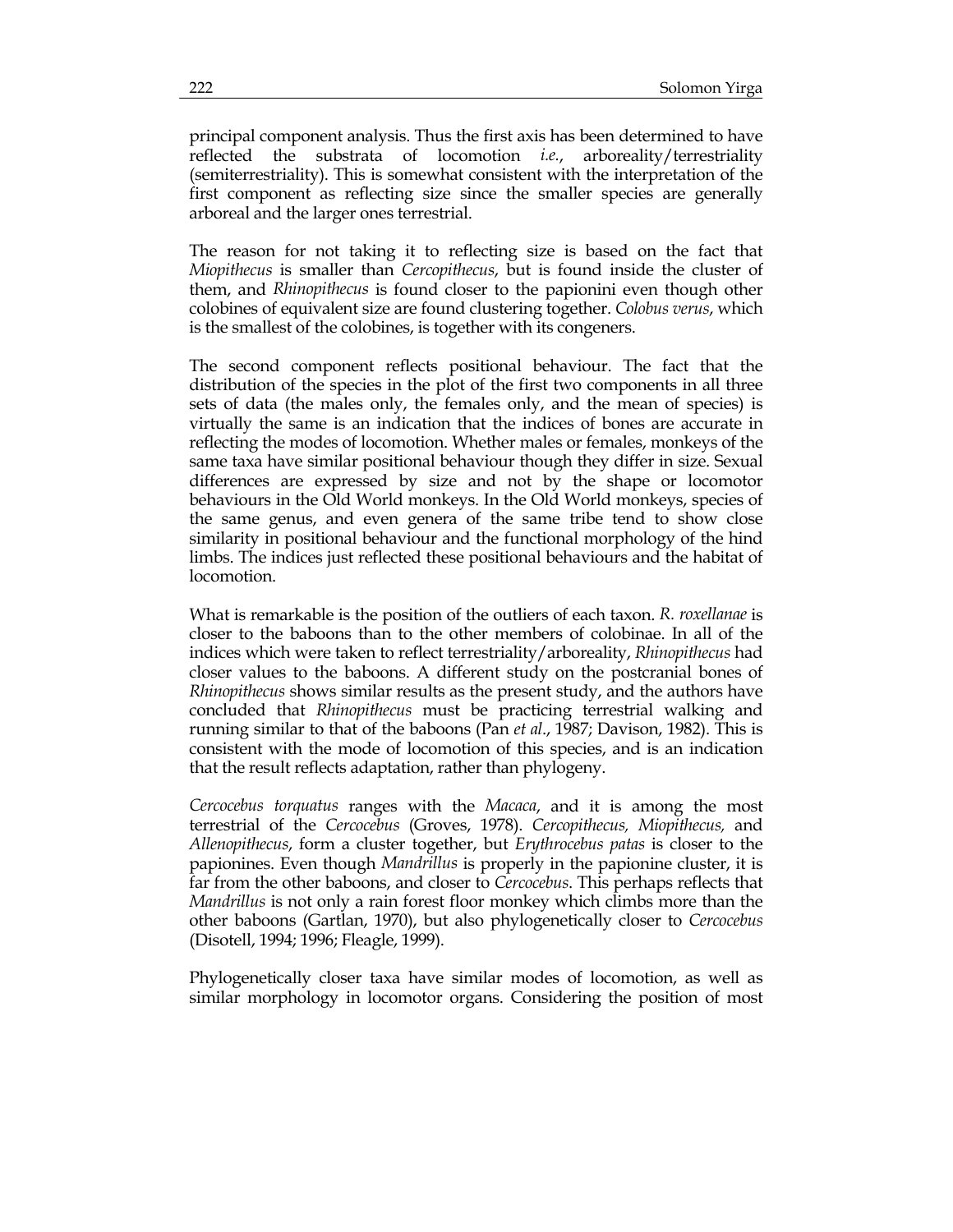principal component analysis. Thus the first axis has been determined to have reflected the substrata of locomotion *i.e.*, arboreality/terrestriality (semiterrestriality). This is somewhat consistent with the interpretation of the first component as reflecting size since the smaller species are generally arboreal and the larger ones terrestrial.

The reason for not taking it to reflecting size is based on the fact that *Miopithecus* is smaller than *Cercopithecus*, but is found inside the cluster of them, and *Rhinopithecus* is found closer to the papionini even though other colobines of equivalent size are found clustering together. *Colobus verus*, which is the smallest of the colobines, is together with its congeners.

The second component reflects positional behaviour. The fact that the distribution of the species in the plot of the first two components in all three sets of data (the males only, the females only, and the mean of species) is virtually the same is an indication that the indices of bones are accurate in reflecting the modes of locomotion. Whether males or females, monkeys of the same taxa have similar positional behaviour though they differ in size. Sexual differences are expressed by size and not by the shape or locomotor behaviours in the Old World monkeys. In the Old World monkeys, species of the same genus, and even genera of the same tribe tend to show close similarity in positional behaviour and the functional morphology of the hind limbs. The indices just reflected these positional behaviours and the habitat of locomotion.

What is remarkable is the position of the outliers of each taxon. *R. roxellanae* is closer to the baboons than to the other members of colobinae. In all of the indices which were taken to reflect terrestriality/arboreality, *Rhinopithecus* had closer values to the baboons. A different study on the postcranial bones of *Rhinopithecus* shows similar results as the present study, and the authors have concluded that *Rhinopithecus* must be practicing terrestrial walking and running similar to that of the baboons (Pan *et al*., 1987; Davison, 1982). This is consistent with the mode of locomotion of this species, and is an indication that the result reflects adaptation, rather than phylogeny.

*Cercocebus torquatus* ranges with the *Macaca*, and it is among the most terrestrial of the *Cercocebus* (Groves, 1978). *Cercopithecus, Miopithecus,* and *Allenopithecus*, form a cluster together, but *Erythrocebus patas* is closer to the papionines. Even though *Mandrillus* is properly in the papionine cluster, it is far from the other baboons, and closer to *Cercocebus*. This perhaps reflects that *Mandrillus* is not only a rain forest floor monkey which climbs more than the other baboons (Gartlan, 1970), but also phylogenetically closer to *Cercocebus* (Disotell, 1994; 1996; Fleagle, 1999).

Phylogenetically closer taxa have similar modes of locomotion, as well as similar morphology in locomotor organs. Considering the position of most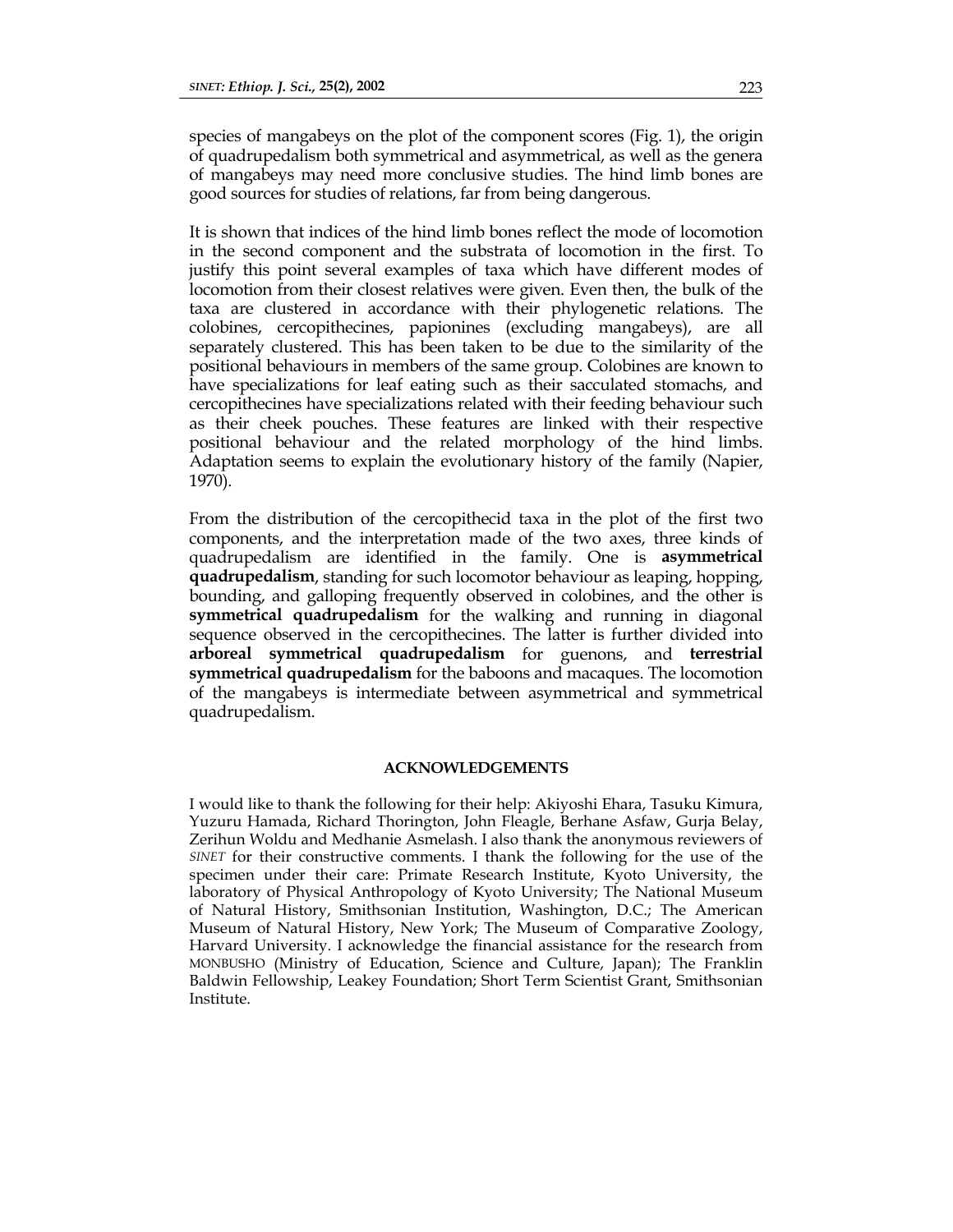species of mangabeys on the plot of the component scores (Fig. 1), the origin of quadrupedalism both symmetrical and asymmetrical, as well as the genera of mangabeys may need more conclusive studies. The hind limb bones are good sources for studies of relations, far from being dangerous.

It is shown that indices of the hind limb bones reflect the mode of locomotion in the second component and the substrata of locomotion in the first. To justify this point several examples of taxa which have different modes of locomotion from their closest relatives were given. Even then, the bulk of the taxa are clustered in accordance with their phylogenetic relations. The colobines, cercopithecines, papionines (excluding mangabeys), are all separately clustered. This has been taken to be due to the similarity of the positional behaviours in members of the same group. Colobines are known to have specializations for leaf eating such as their sacculated stomachs, and cercopithecines have specializations related with their feeding behaviour such as their cheek pouches. These features are linked with their respective positional behaviour and the related morphology of the hind limbs. Adaptation seems to explain the evolutionary history of the family (Napier, 1970).

From the distribution of the cercopithecid taxa in the plot of the first two components, and the interpretation made of the two axes, three kinds of quadrupedalism are identified in the family. One is **asymmetrical quadrupedalism**, standing for such locomotor behaviour as leaping, hopping, bounding, and galloping frequently observed in colobines, and the other is **symmetrical quadrupedalism** for the walking and running in diagonal sequence observed in the cercopithecines. The latter is further divided into **arboreal symmetrical quadrupedalism** for guenons, and **terrestrial symmetrical quadrupedalism** for the baboons and macaques. The locomotion of the mangabeys is intermediate between asymmetrical and symmetrical quadrupedalism.

## ACKNOWLEDGEMENTS

I would like to thank the following for their help: Akiyoshi Ehara, Tasuku Kimura, Yuzuru Hamada, Richard Thorington, John Fleagle, Berhane Asfaw, Gurja Belay, Zerihun Woldu and Medhanie Asmelash. I also thank the anonymous reviewers of SINET for their constructive comments. I thank the following for the use of the specimen under their care: Primate Research Institute, Kyoto University, the laboratory of Physical Anthropology of Kyoto University; The National Museum of Natural History, Smithsonian Institution, Washington, D.C.; The American Museum of Natural History, New York; The Museum of Comparative Zoology, Harvard University. I acknowledge the financial assistance for the research from MONBUSHO (Ministry of Education, Science and Culture, Japan); The Franklin Baldwin Fellowship, Leakey Foundation; Short Term Scientist Grant, Smithsonian Institute.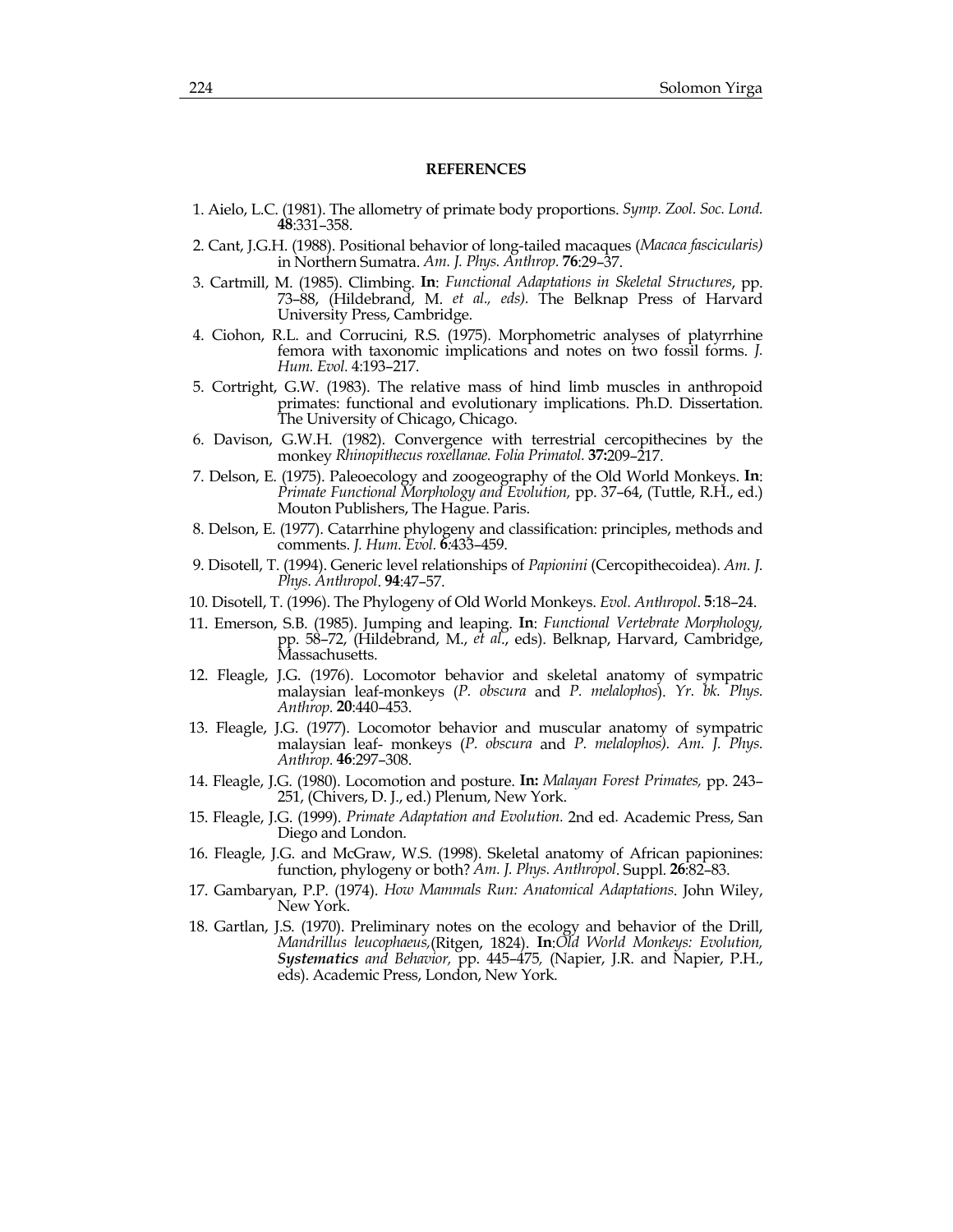## REFERENCES

1. Aielo, L.C. (1981). The allometry of primate body proportions. *Symp. Zool. Soc. Lond.* **48**:331–358.
2. Cant, J.G.H. (1988). Positional behavior of long-tailed macaques (*Macaca fascicularis)* in Northern Sumatra. *Am. J. Phys. Anthrop.* **76**:29–37.
3. Cartmill, M. (1985). Climbing. **In**: *Functional Adaptations in Skeletal Structures*, pp. 73–88, (Hildebrand, M. *et al., eds).* The Belknap Press of Harvard University Press, Cambridge.
4. Ciohon, R.L. and Corrucini, R.S. (1975). Morphometric analyses of platyrrhine femora with taxonomic implications and notes on two fossil forms. *J. Hum. Evol.* 4:193–217.
5. Cortright, G.W. (1983). The relative mass of hind limb muscles in anthropoid primates: functional and evolutionary implications. Ph.D. Dissertation. The University of Chicago, Chicago.
6. Davison, G.W.H. (1982). Convergence with terrestrial cercopithecines by the monkey *Rhinopithecus roxellanae. Folia Primatol.* **37:**209–217.
7. Delson, E. (1975). Paleoecology and zoogeography of the Old World Monkeys. **In**: *Primate Functional Morphology and Evolution,* pp. 37–64, (Tuttle, R.H., ed.) Mouton Publishers, The Hague. Paris.
8. Delson, E. (1977). Catarrhine phylogeny and classification: principles, methods and comments. *J. Hum. Evol.* **6**:433–459.
9. Disotell, T. (1994). Generic level relationships of *Papionini* (Cercopithecoidea). *Am. J. Phys. Anthropol*. **94**:47–57.
10. Disotell, T. (1996). The Phylogeny of Old World Monkeys. *Evol. Anthropol*. **5**:18–24.
11. Emerson, S.B. (1985). Jumping and leaping. **In**: *Functional Vertebrate Morphology,* pp. 58–72, (Hildebrand, M., *et al*., eds). Belknap, Harvard, Cambridge, Massachusetts.
12. Fleagle, J.G. (1976). Locomotor behavior and skeletal anatomy of sympatric malaysian leaf-monkeys (*P. obscura* and *P. melalophos*). *Yr. bk. Phys. Anthrop.* **20**:440–453.
13. Fleagle, J.G. (1977). Locomotor behavior and muscular anatomy of sympatric malaysian leaf- monkeys (*P. obscura* and *P. melalophos). Am. J. Phys. Anthrop.* **46**:297–308.
14. Fleagle, J.G. (1980). Locomotion and posture. **In:** *Malayan Forest Primates,* pp. 243–251, (Chivers, D. J., ed.) Plenum, New York.
15. Fleagle, J.G. (1999). *Primate Adaptation and Evolution.* 2nd ed*.* Academic Press, San Diego and London.
16. Fleagle, J.G. and McGraw, W.S. (1998). Skeletal anatomy of African papionines: function, phylogeny or both? *Am. J. Phys. Anthropol*. Suppl. **26**:82–83.
17. Gambaryan, P.P. (1974). *How Mammals Run: Anatomical Adaptations*. John Wiley, New York.
18. Gartlan, J.S. (1970). Preliminary notes on the ecology and behavior of the Drill, *Mandrillus leucophaeus,*(Ritgen, 1824). **In**:*Old World Monkeys: Evolution, **Systematics** and Behavior,* pp. 445–475*,* (Napier, J.R. and Napier, P.H., eds). Academic Press, London, New York.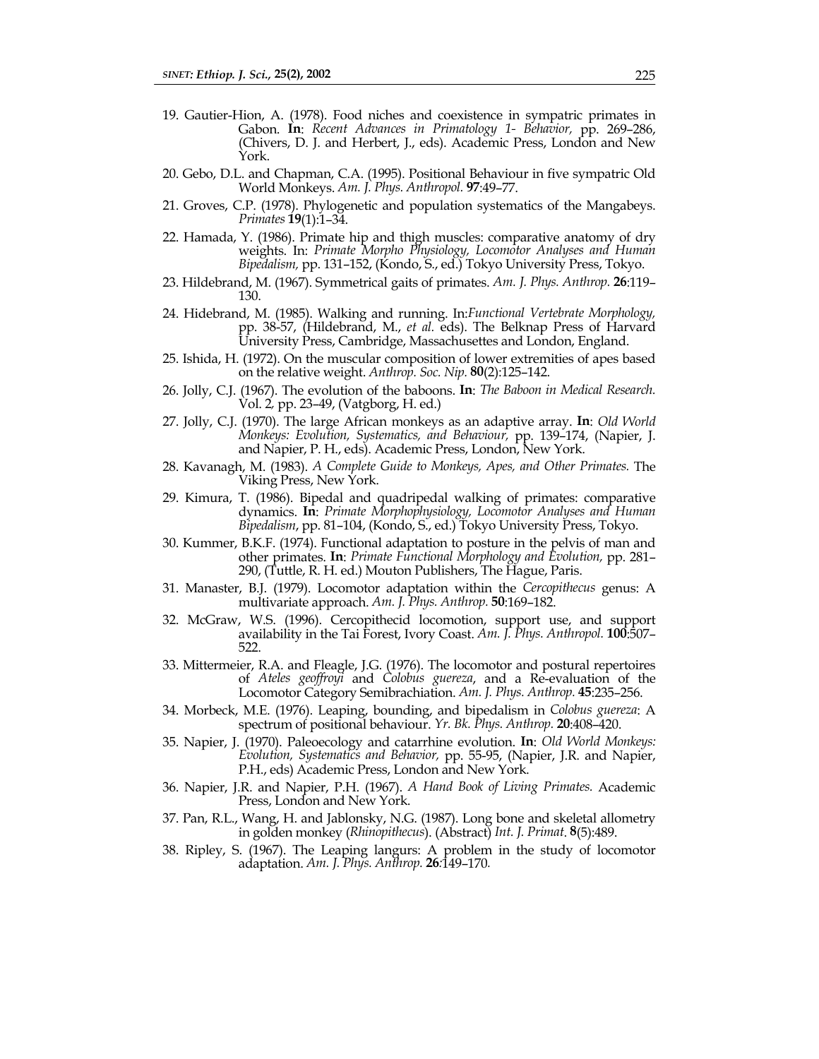19. Gautier-Hion, A. (1978). Food niches and coexistence in sympatric primates in Gabon. **In**: *Recent Advances in Primatology 1- Behavior,* pp. 269–286, (Chivers, D. J. and Herbert, J., eds). Academic Press, London and New York.

20. Gebo, D.L. and Chapman, C.A. (1995). Positional Behaviour in five sympatric Old World Monkeys. *Am. J. Phys. Anthropol.* **97**:49–77.

21. Groves, C.P. (1978). Phylogenetic and population systematics of the Mangabeys. *Primates* **19**(1):1–34.

22. Hamada, Y. (1986). Primate hip and thigh muscles: comparative anatomy of dry weights. In: *Primate Morpho Physiology, Locomotor Analyses and Human Bipedalism,* pp. 131–152, (Kondo, S., ed.) Tokyo University Press, Tokyo.

23. Hildebrand, M. (1967). Symmetrical gaits of primates. *Am. J. Phys. Anthrop.* **26**:119–130.

24. Hidebrand, M. (1985). Walking and running. In:*Functional Vertebrate Morphology,* pp. 38-57, (Hildebrand, M., *et al.* eds). The Belknap Press of Harvard University Press, Cambridge, Massachusettes and London, England.

25. Ishida, H. (1972). On the muscular composition of lower extremities of apes based on the relative weight. *Anthrop. Soc. Nip.* **80**(2):125–142.

26. Jolly, C.J. (1967). The evolution of the baboons. **In**: *The Baboon in Medical Research.* Vol. 2, pp. 23–49, (Vatgborg, H. ed.)

27. Jolly, C.J. (1970). The large African monkeys as an adaptive array. **In**: *Old World Monkeys: Evolution, Systematics, and Behaviour,* pp. 139–174, (Napier, J. and Napier, P. H., eds). Academic Press, London, New York.

28. Kavanagh, M. (1983). *A Complete Guide to Monkeys, Apes, and Other Primates.* The Viking Press, New York.

29. Kimura, T. (1986). Bipedal and quadripedal walking of primates: comparative dynamics. **In**: *Primate Morphophysiology, Locomotor Analyses and Human Bipedalism*, pp. 81–104, (Kondo, S., ed.) Tokyo University Press, Tokyo.

30. Kummer, B.K.F. (1974). Functional adaptation to posture in the pelvis of man and other primates. **In**: *Primate Functional Morphology and Evolution,* pp. 281–290, (Tuttle, R. H. ed.) Mouton Publishers, The Hague, Paris.

31. Manaster, B.J. (1979). Locomotor adaptation within the *Cercopithecus* genus: A multivariate approach. *Am. J. Phys. Anthrop.* **50**:169–182.

32. McGraw, W.S. (1996). Cercopithecid locomotion, support use, and support availability in the Tai Forest, Ivory Coast. *Am. J. Phys. Anthropol.* **100**:507–522.

33. Mittermeier, R.A. and Fleagle, J.G. (1976). The locomotor and postural repertoires of *Ateles geoffroyi* and *Colobus guereza*, and a Re-evaluation of the Locomotor Category Semibrachiation. *Am. J. Phys. Anthrop.* **45**:235–256.

34. Morbeck, M.E. (1976). Leaping, bounding, and bipedalism in *Colobus guereza*: A spectrum of positional behaviour. *Yr. Bk. Phys. Anthrop.* **20**:408–420.

35. Napier, J. (1970). Paleoecology and catarrhine evolution. **In**: *Old World Monkeys: Evolution, Systematics and Behavior,* pp. 55-95, (Napier, J.R. and Napier, P.H., eds) Academic Press, London and New York.

36. Napier, J.R. and Napier, P.H. (1967). *A Hand Book of Living Primates.* Academic Press, London and New York.

37. Pan, R.L., Wang, H. and Jablonsky, N.G. (1987). Long bone and skeletal allometry in golden monkey (*Rhinopithecus*). (Abstract) *Int. J. Primat.* **8**(5):489.

38. Ripley, S. (1967). The Leaping langurs: A problem in the study of locomotor adaptation. *Am. J. Phys. Anthrop.* **26**:149–170.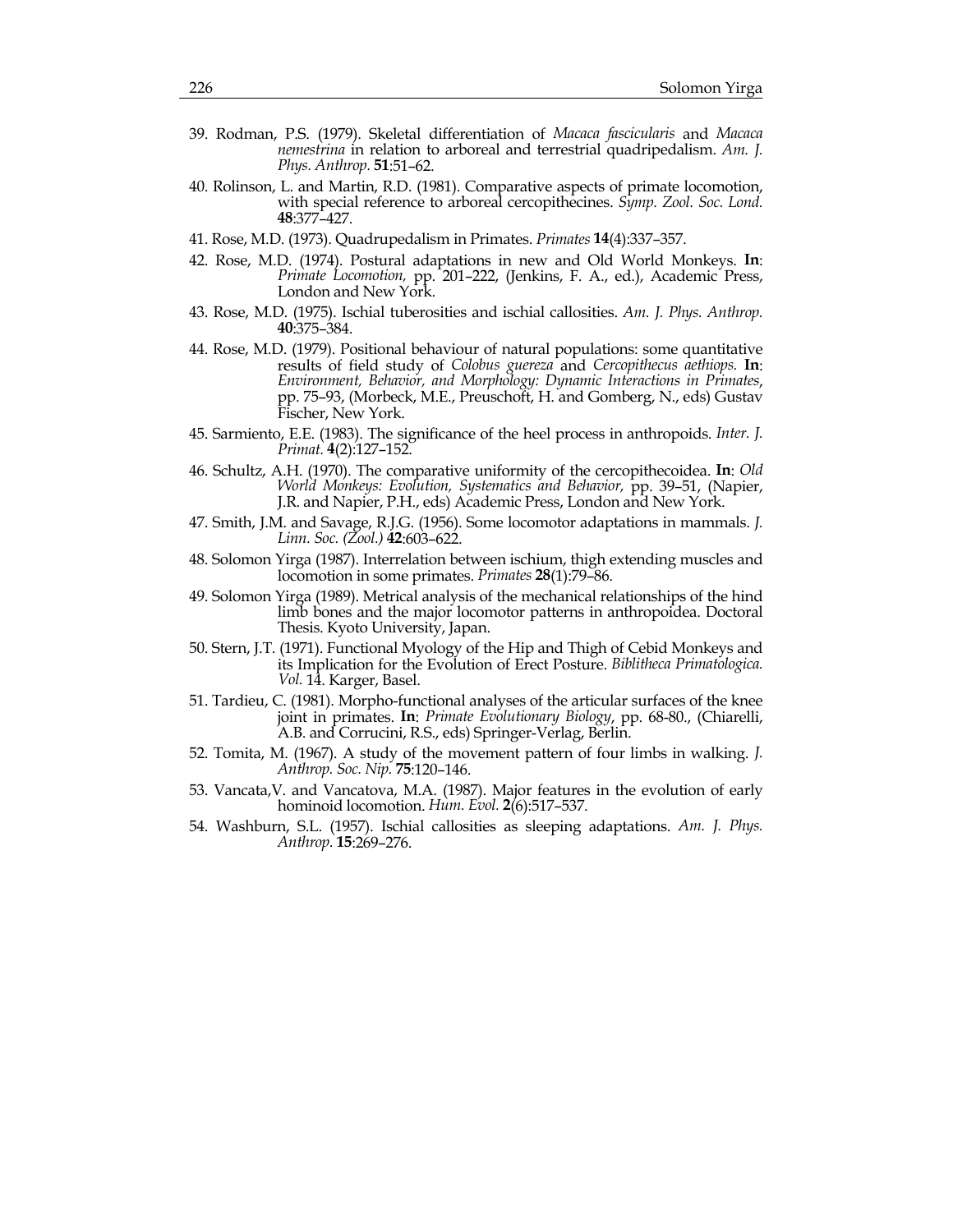39. Rodman, P.S. (1979). Skeletal differentiation of *Macaca fascicularis* and *Macaca nemestrina* in relation to arboreal and terrestrial quadripedalism. *Am. J. Phys. Anthrop.* **51**:51–62.

40. Rolinson, L. and Martin, R.D. (1981). Comparative aspects of primate locomotion, with special reference to arboreal cercopithecines. *Symp. Zool. Soc. Lond.* **48**:377–427.

41. Rose, M.D. (1973). Quadrupedalism in Primates. *Primates* **14**(4):337–357.

42. Rose, M.D. (1974). Postural adaptations in new and Old World Monkeys. **In**: *Primate Locomotion,* pp. 201–222, (Jenkins, F. A., ed.), Academic Press, London and New York.

43. Rose, M.D. (1975). Ischial tuberosities and ischial callosities. *Am. J. Phys. Anthrop.* **40**:375–384.

44. Rose, M.D. (1979). Positional behaviour of natural populations: some quantitative results of field study of *Colobus guereza* and *Cercopithecus aethiops.* **In**: *Environment, Behavior, and Morphology: Dynamic Interactions in Primates*, pp. 75–93, (Morbeck, M.E., Preuschoft, H. and Gomberg, N., eds) Gustav Fischer, New York.

45. Sarmiento, E.E. (1983). The significance of the heel process in anthropoids. *Inter. J. Primat.* **4**(2):127–152.

46. Schultz, A.H. (1970). The comparative uniformity of the cercopithecoidea. **In**: *Old World Monkeys: Evolution, Systematics and Behavior,* pp. 39–51, (Napier, J.R. and Napier, P.H., eds) Academic Press, London and New York.

47. Smith, J.M. and Savage, R.J.G. (1956). Some locomotor adaptations in mammals. *J. Linn. Soc. (Zool.)* **42**:603–622.

48. Solomon Yirga (1987). Interrelation between ischium, thigh extending muscles and locomotion in some primates. *Primates* **28**(1):79–86.

49. Solomon Yirga (1989). Metrical analysis of the mechanical relationships of the hind limb bones and the major locomotor patterns in anthropoidea. Doctoral Thesis. Kyoto University, Japan.

50. Stern, J.T. (1971). Functional Myology of the Hip and Thigh of Cebid Monkeys and its Implication for the Evolution of Erect Posture. *Biblitheca Primatologica. Vol.* 14. Karger, Basel.

51. Tardieu, C. (1981). Morpho-functional analyses of the articular surfaces of the knee joint in primates. **In**: *Primate Evolutionary Biology*, pp. 68-80., (Chiarelli, A.B. and Corrucini, R.S., eds) Springer-Verlag, Berlin.

52. Tomita, M. (1967). A study of the movement pattern of four limbs in walking. *J. Anthrop. Soc. Nip.* **75**:120–146.

53. Vancata,V. and Vancatova, M.A. (1987). Major features in the evolution of early hominoid locomotion. *Hum. Evol.* **2**(6):517–537.

54. Washburn, S.L. (1957). Ischial callosities as sleeping adaptations. *Am. J. Phys. Anthrop.* **15**:269–276.